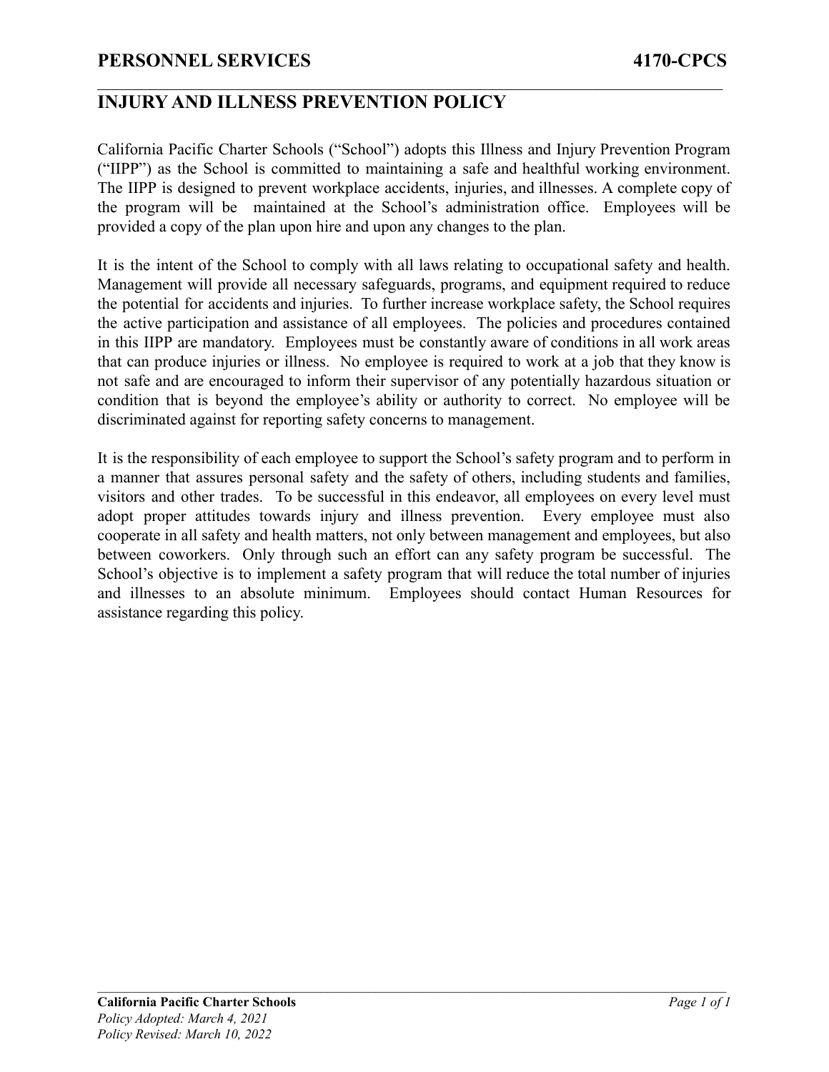# PERSONNEL SERVICES 4170-CPCS

## INJURY AND ILLNESS PREVENTION POLICY

California Pacific Charter Schools ("School") adopts this Illness and Injury Prevention Program ("IIPP") as the School is committed to maintaining a safe and healthful working environment. The IIPP is designed to prevent workplace accidents, injuries, and illnesses. A complete copy of the program will be maintained at the School's administration office. Employees will be provided a copy of the plan upon hire and upon any changes to the plan.

It is the intent of the School to comply with all laws relating to occupational safety and health. Management will provide all necessary safeguards, programs, and equipment required to reduce the potential for accidents and injuries. To further increase workplace safety, the School requires the active participation and assistance of all employees. The policies and procedures contained in this IIPP are mandatory. Employees must be constantly aware of conditions in all work areas that can produce injuries or illness. No employee is required to work at a job that they know is not safe and are encouraged to inform their supervisor of any potentially hazardous situation or condition that is beyond the employee's ability or authority to correct. No employee will be discriminated against for reporting safety concerns to management.

It is the responsibility of each employee to support the School's safety program and to perform in a manner that assures personal safety and the safety of others, including students and families, visitors and other trades. To be successful in this endeavor, all employees on every level must adopt proper attitudes towards injury and illness prevention. Every employee must also cooperate in all safety and health matters, not only between management and employees, but also between coworkers. Only through such an effort can any safety program be successful. The School's objective is to implement a safety program that will reduce the total number of injuries and illnesses to an absolute minimum. Employees should contact Human Resources for assistance regarding this policy.

**California Pacific Charter Schools**
*Policy Adopted: March 4, 2021*
*Policy Revised: March 10, 2022*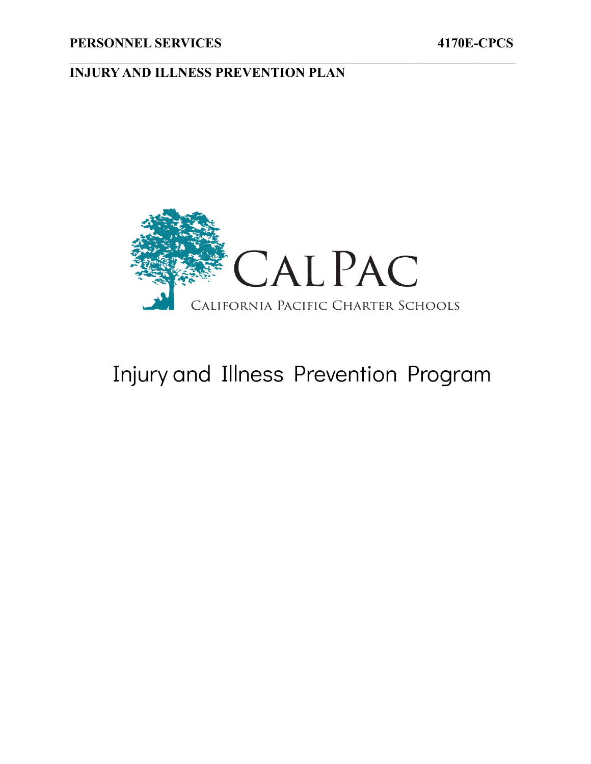# Injury and Illness Prevention Program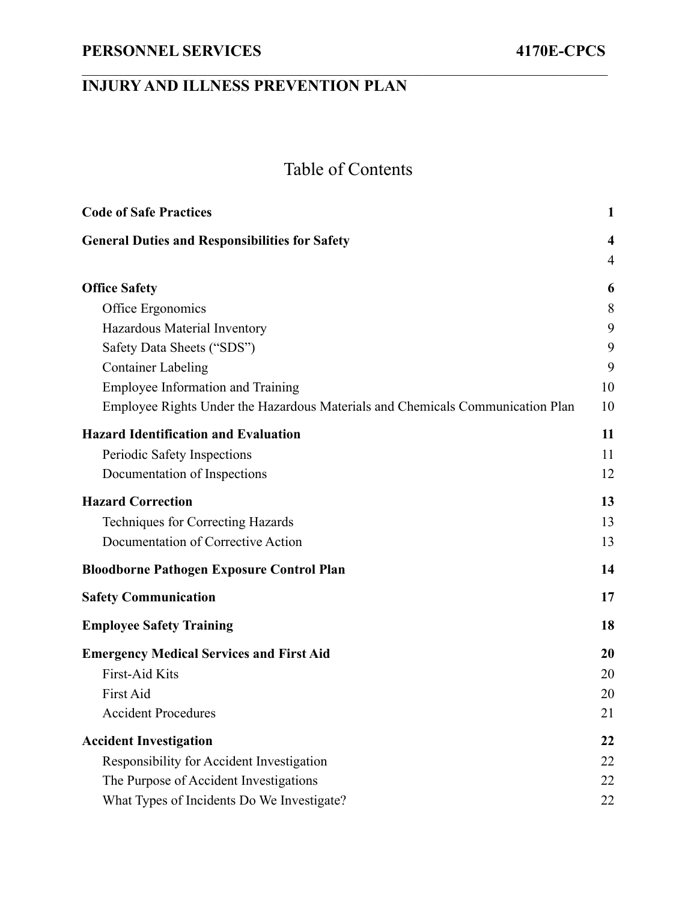# PERSONNEL SERVICES 4170E-CPCS

## INJURY AND ILLNESS PREVENTION PLAN

## Table of Contents

| | |
|---|---|
| **Code of Safe Practices** | **1** |
| **General Duties and Responsibilities for Safety** | **4** |
| | 4 |
| **Office Safety** | **6** |
| Office Ergonomics | 8 |
| Hazardous Material Inventory | 9 |
| Safety Data Sheets ("SDS") | 9 |
| Container Labeling | 9 |
| Employee Information and Training | 10 |
| Employee Rights Under the Hazardous Materials and Chemicals Communication Plan | 10 |
| **Hazard Identification and Evaluation** | **11** |
| Periodic Safety Inspections | 11 |
| Documentation of Inspections | 12 |
| **Hazard Correction** | **13** |
| Techniques for Correcting Hazards | 13 |
| Documentation of Corrective Action | 13 |
| **Bloodborne Pathogen Exposure Control Plan** | **14** |
| **Safety Communication** | **17** |
| **Employee Safety Training** | **18** |
| **Emergency Medical Services and First Aid** | **20** |
| First-Aid Kits | 20 |
| First Aid | 20 |
| Accident Procedures | 21 |
| **Accident Investigation** | **22** |
| Responsibility for Accident Investigation | 22 |
| The Purpose of Accident Investigations | 22 |
| What Types of Incidents Do We Investigate? | 22 |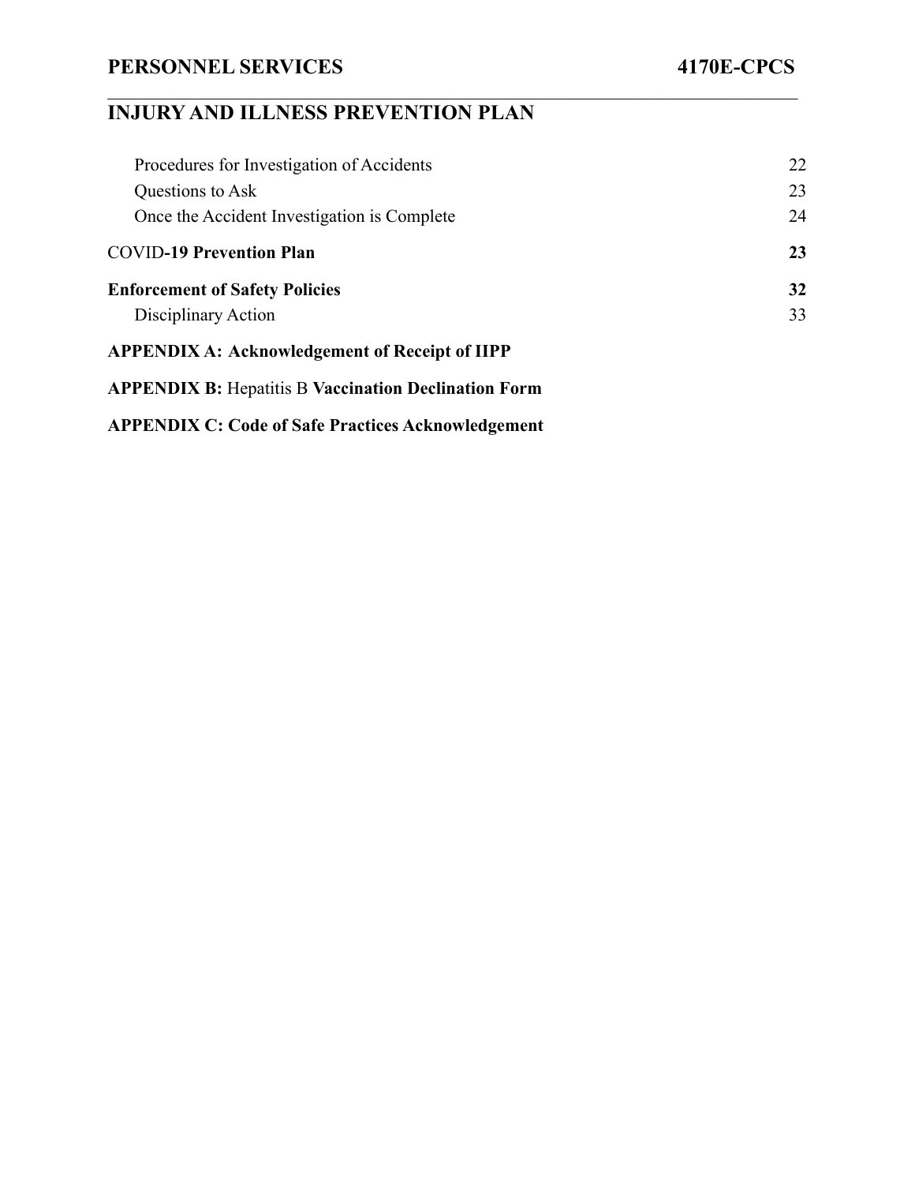## INJURY AND ILLNESS PREVENTION PLAN

| | |
|---|---|
| Procedures for Investigation of Accidents | 22 |
| Questions to Ask | 23 |
| Once the Accident Investigation is Complete | 24 |
| COVID**-19 Prevention Plan** | **23** |
| **Enforcement of Safety Policies** | **32** |
| Disciplinary Action | 33 |

**APPENDIX A: Acknowledgement of Receipt of IIPP**

**APPENDIX B:** Hepatitis B **Vaccination Declination Form**

**APPENDIX C: Code of Safe Practices Acknowledgement**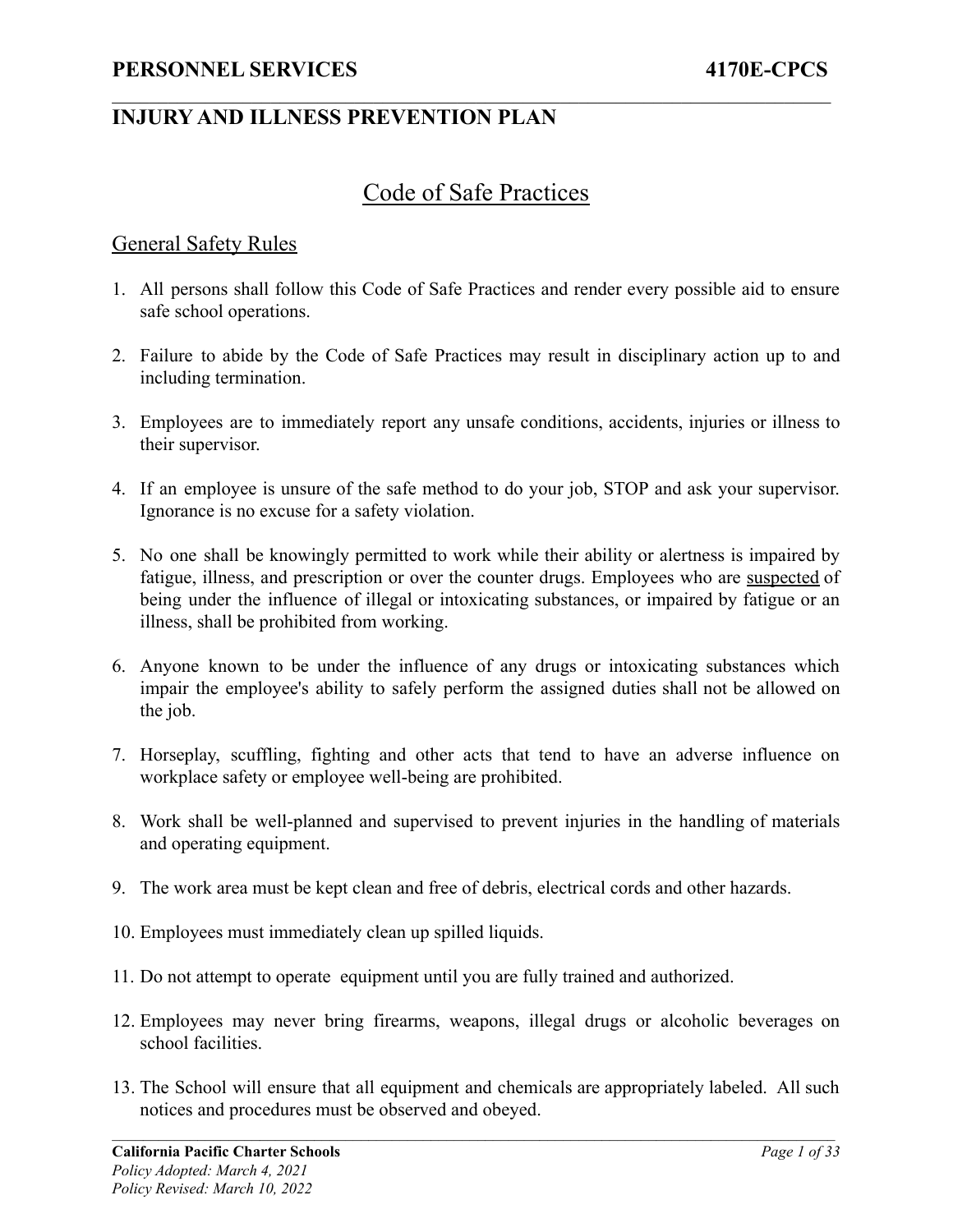## Code of Safe Practices

### General Safety Rules

1. All persons shall follow this Code of Safe Practices and render every possible aid to ensure safe school operations.

2. Failure to abide by the Code of Safe Practices may result in disciplinary action up to and including termination.

3. Employees are to immediately report any unsafe conditions, accidents, injuries or illness to their supervisor.

4. If an employee is unsure of the safe method to do your job, STOP and ask your supervisor. Ignorance is no excuse for a safety violation.

5. No one shall be knowingly permitted to work while their ability or alertness is impaired by fatigue, illness, and prescription or over the counter drugs. Employees who are suspected of being under the influence of illegal or intoxicating substances, or impaired by fatigue or an illness, shall be prohibited from working.

6. Anyone known to be under the influence of any drugs or intoxicating substances which impair the employee's ability to safely perform the assigned duties shall not be allowed on the job.

7. Horseplay, scuffling, fighting and other acts that tend to have an adverse influence on workplace safety or employee well-being are prohibited.

8. Work shall be well-planned and supervised to prevent injuries in the handling of materials and operating equipment.

9. The work area must be kept clean and free of debris, electrical cords and other hazards.

10. Employees must immediately clean up spilled liquids.

11. Do not attempt to operate equipment until you are fully trained and authorized.

12. Employees may never bring firearms, weapons, illegal drugs or alcoholic beverages on school facilities.

13. The School will ensure that all equipment and chemicals are appropriately labeled. All such notices and procedures must be observed and obeyed.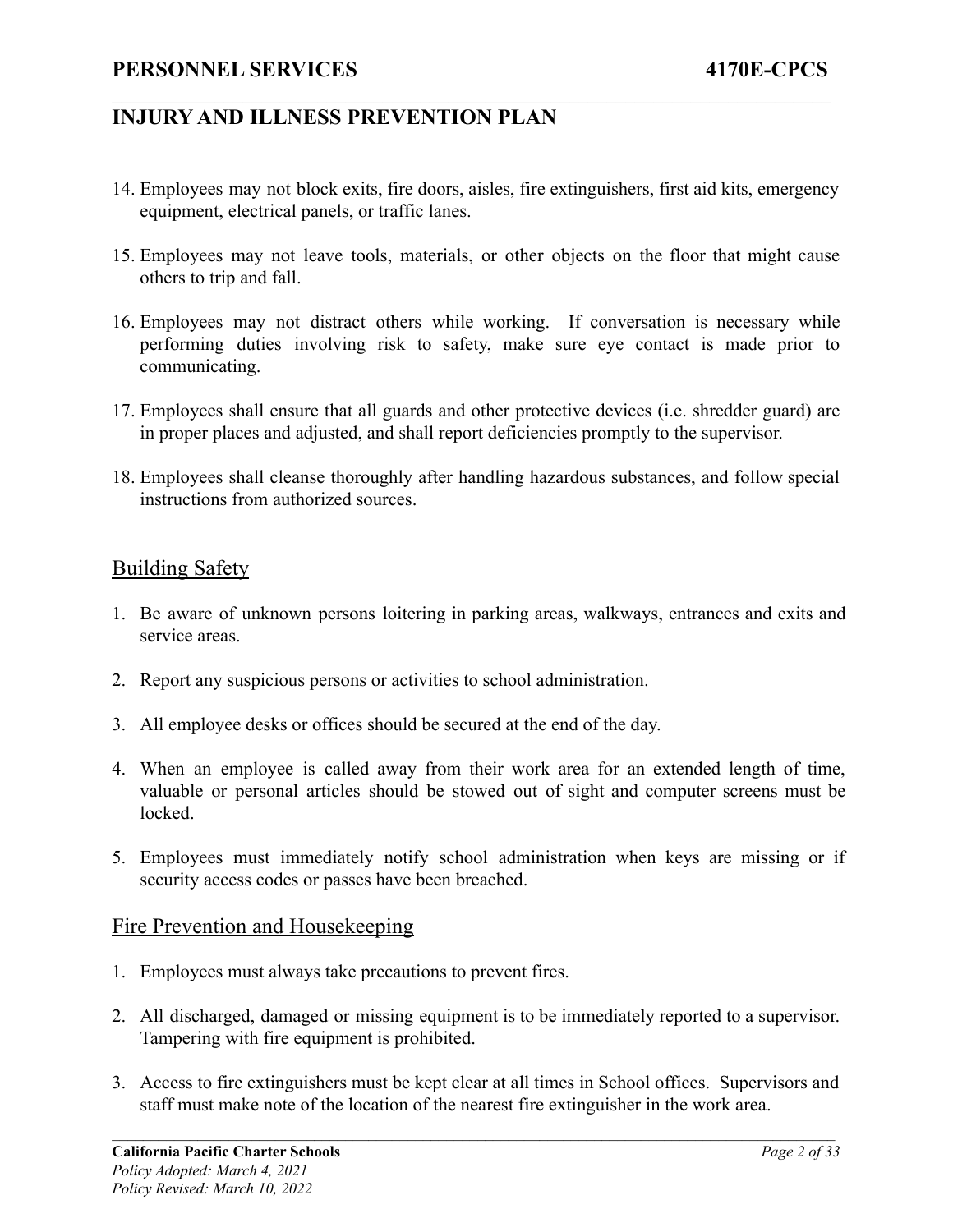14. Employees may not block exits, fire doors, aisles, fire extinguishers, first aid kits, emergency equipment, electrical panels, or traffic lanes.

15. Employees may not leave tools, materials, or other objects on the floor that might cause others to trip and fall.

16. Employees may not distract others while working. If conversation is necessary while performing duties involving risk to safety, make sure eye contact is made prior to communicating.

17. Employees shall ensure that all guards and other protective devices (i.e. shredder guard) are in proper places and adjusted, and shall report deficiencies promptly to the supervisor.

18. Employees shall cleanse thoroughly after handling hazardous substances, and follow special instructions from authorized sources.

## Building Safety

1. Be aware of unknown persons loitering in parking areas, walkways, entrances and exits and service areas.

2. Report any suspicious persons or activities to school administration.

3. All employee desks or offices should be secured at the end of the day.

4. When an employee is called away from their work area for an extended length of time, valuable or personal articles should be stowed out of sight and computer screens must be locked.

5. Employees must immediately notify school administration when keys are missing or if security access codes or passes have been breached.

## Fire Prevention and Housekeeping

1. Employees must always take precautions to prevent fires.

2. All discharged, damaged or missing equipment is to be immediately reported to a supervisor. Tampering with fire equipment is prohibited.

3. Access to fire extinguishers must be kept clear at all times in School offices. Supervisors and staff must make note of the location of the nearest fire extinguisher in the work area.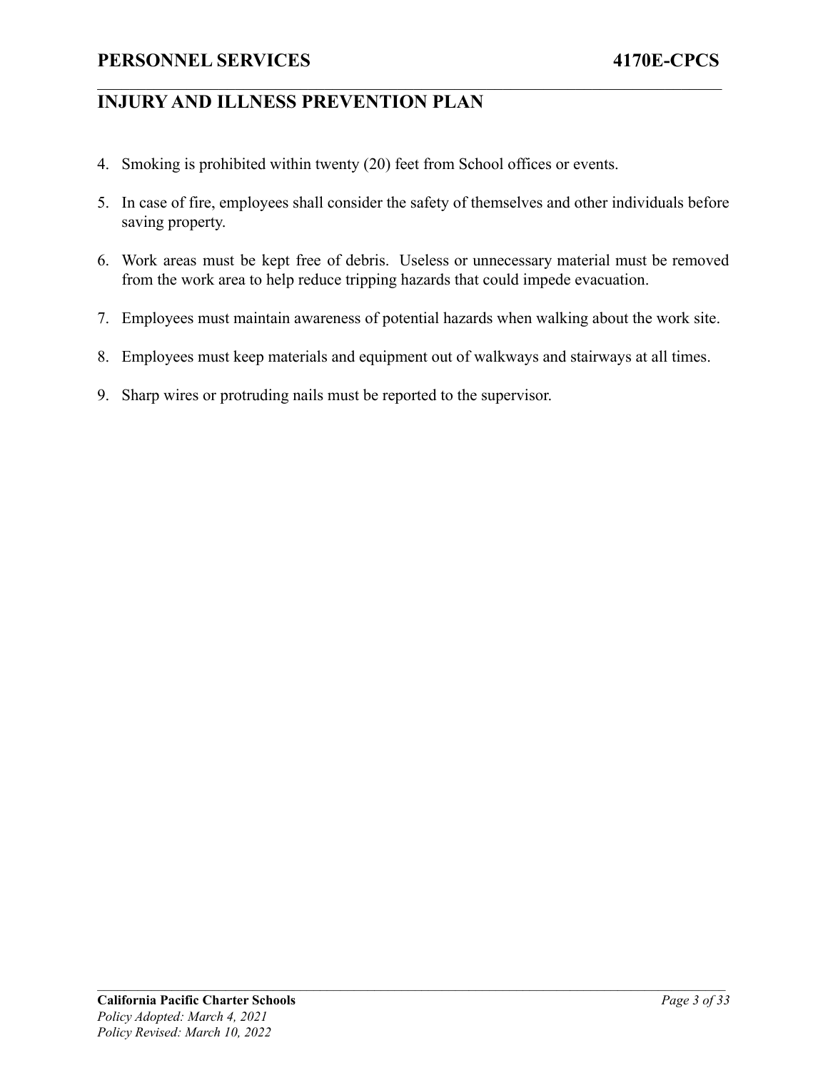4. Smoking is prohibited within twenty (20) feet from School offices or events.

5. In case of fire, employees shall consider the safety of themselves and other individuals before saving property.

6. Work areas must be kept free of debris. Useless or unnecessary material must be removed from the work area to help reduce tripping hazards that could impede evacuation.

7. Employees must maintain awareness of potential hazards when walking about the work site.

8. Employees must keep materials and equipment out of walkways and stairways at all times.

9. Sharp wires or protruding nails must be reported to the supervisor.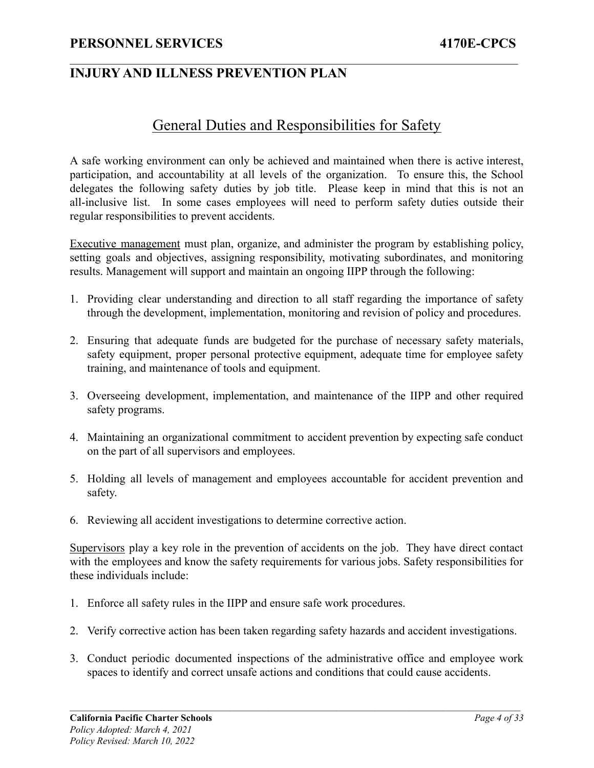## General Duties and Responsibilities for Safety

A safe working environment can only be achieved and maintained when there is active interest, participation, and accountability at all levels of the organization. To ensure this, the School delegates the following safety duties by job title. Please keep in mind that this is not an all-inclusive list. In some cases employees will need to perform safety duties outside their regular responsibilities to prevent accidents.

Executive management must plan, organize, and administer the program by establishing policy, setting goals and objectives, assigning responsibility, motivating subordinates, and monitoring results. Management will support and maintain an ongoing IIPP through the following:

1. Providing clear understanding and direction to all staff regarding the importance of safety through the development, implementation, monitoring and revision of policy and procedures.

2. Ensuring that adequate funds are budgeted for the purchase of necessary safety materials, safety equipment, proper personal protective equipment, adequate time for employee safety training, and maintenance of tools and equipment.

3. Overseeing development, implementation, and maintenance of the IIPP and other required safety programs.

4. Maintaining an organizational commitment to accident prevention by expecting safe conduct on the part of all supervisors and employees.

5. Holding all levels of management and employees accountable for accident prevention and safety.

6. Reviewing all accident investigations to determine corrective action.

Supervisors play a key role in the prevention of accidents on the job. They have direct contact with the employees and know the safety requirements for various jobs. Safety responsibilities for these individuals include:

1. Enforce all safety rules in the IIPP and ensure safe work procedures.

2. Verify corrective action has been taken regarding safety hazards and accident investigations.

3. Conduct periodic documented inspections of the administrative office and employee work spaces to identify and correct unsafe actions and conditions that could cause accidents.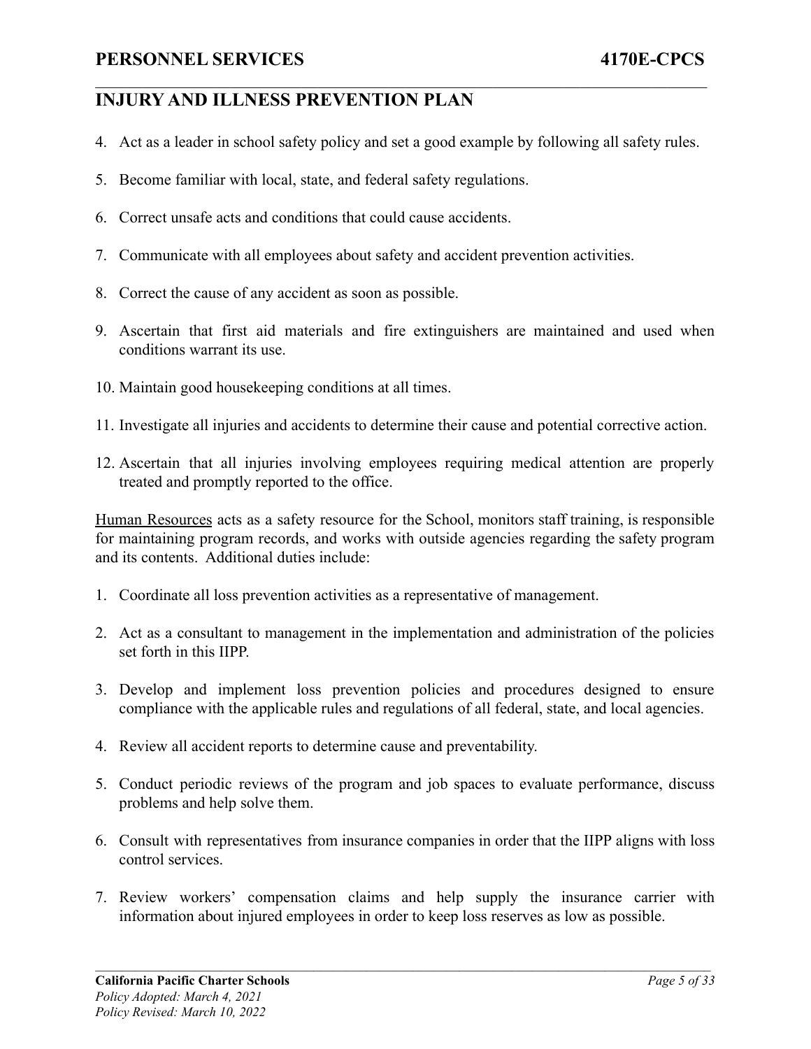4. Act as a leader in school safety policy and set a good example by following all safety rules.

5. Become familiar with local, state, and federal safety regulations.

6. Correct unsafe acts and conditions that could cause accidents.

7. Communicate with all employees about safety and accident prevention activities.

8. Correct the cause of any accident as soon as possible.

9. Ascertain that first aid materials and fire extinguishers are maintained and used when conditions warrant its use.

10. Maintain good housekeeping conditions at all times.

11. Investigate all injuries and accidents to determine their cause and potential corrective action.

12. Ascertain that all injuries involving employees requiring medical attention are properly treated and promptly reported to the office.

Human Resources acts as a safety resource for the School, monitors staff training, is responsible for maintaining program records, and works with outside agencies regarding the safety program and its contents. Additional duties include:

1. Coordinate all loss prevention activities as a representative of management.

2. Act as a consultant to management in the implementation and administration of the policies set forth in this IIPP.

3. Develop and implement loss prevention policies and procedures designed to ensure compliance with the applicable rules and regulations of all federal, state, and local agencies.

4. Review all accident reports to determine cause and preventability.

5. Conduct periodic reviews of the program and job spaces to evaluate performance, discuss problems and help solve them.

6. Consult with representatives from insurance companies in order that the IIPP aligns with loss control services.

7. Review workers' compensation claims and help supply the insurance carrier with information about injured employees in order to keep loss reserves as low as possible.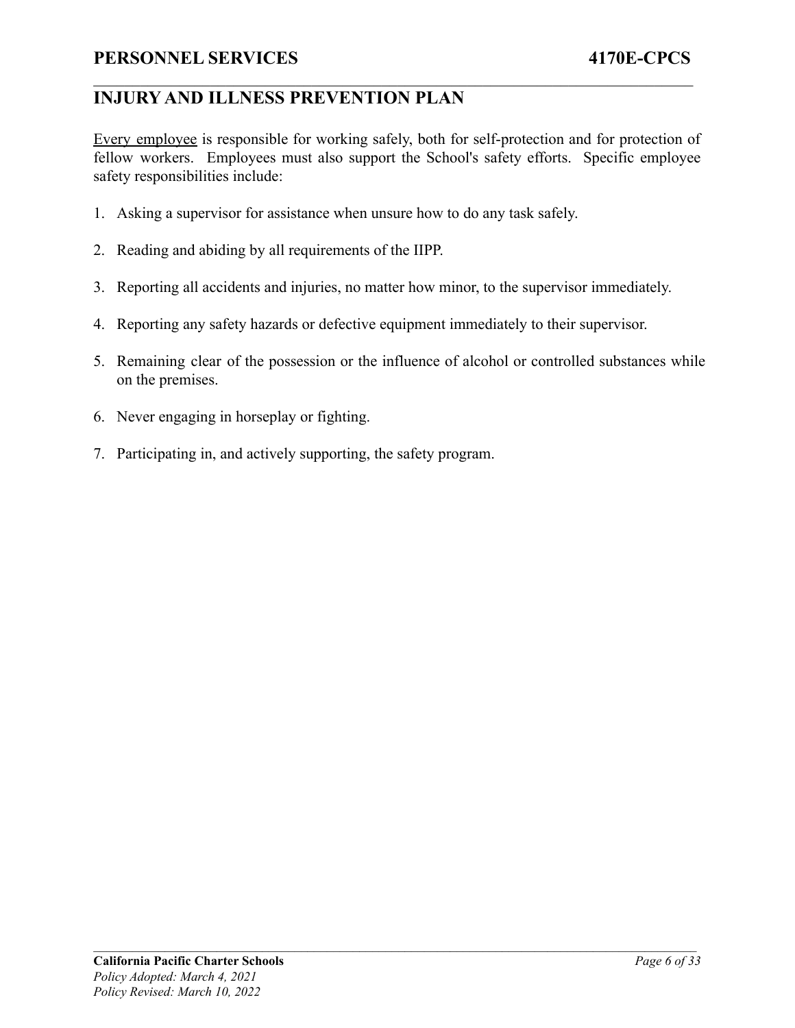## INJURY AND ILLNESS PREVENTION PLAN

Every employee is responsible for working safely, both for self-protection and for protection of fellow workers. Employees must also support the School's safety efforts. Specific employee safety responsibilities include:

1. Asking a supervisor for assistance when unsure how to do any task safely.
2. Reading and abiding by all requirements of the IIPP.
3. Reporting all accidents and injuries, no matter how minor, to the supervisor immediately.
4. Reporting any safety hazards or defective equipment immediately to their supervisor.
5. Remaining clear of the possession or the influence of alcohol or controlled substances while on the premises.
6. Never engaging in horseplay or fighting.
7. Participating in, and actively supporting, the safety program.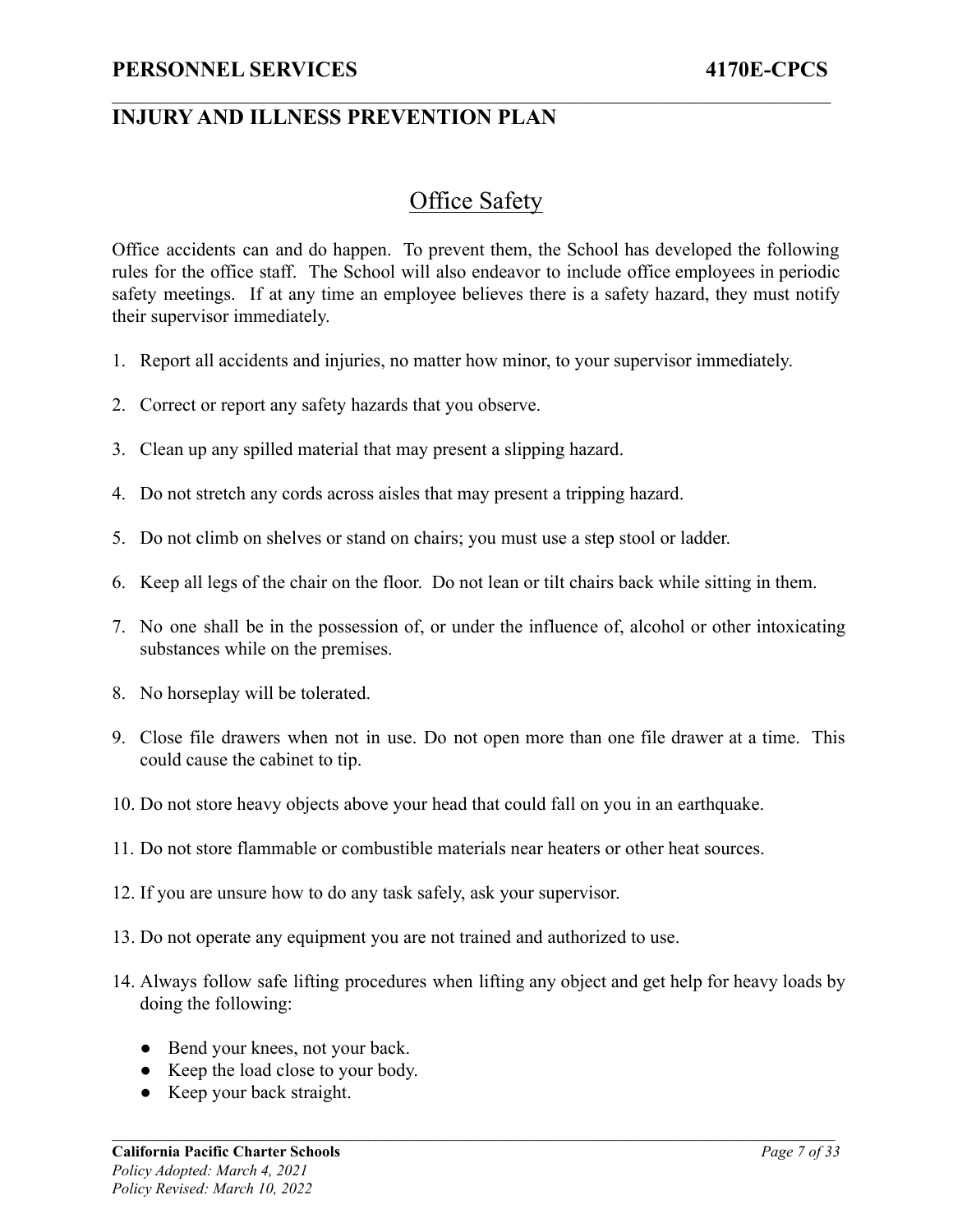## Office Safety

Office accidents can and do happen. To prevent them, the School has developed the following rules for the office staff. The School will also endeavor to include office employees in periodic safety meetings. If at any time an employee believes there is a safety hazard, they must notify their supervisor immediately.

1. Report all accidents and injuries, no matter how minor, to your supervisor immediately.
2. Correct or report any safety hazards that you observe.
3. Clean up any spilled material that may present a slipping hazard.
4. Do not stretch any cords across aisles that may present a tripping hazard.
5. Do not climb on shelves or stand on chairs; you must use a step stool or ladder.
6. Keep all legs of the chair on the floor. Do not lean or tilt chairs back while sitting in them.
7. No one shall be in the possession of, or under the influence of, alcohol or other intoxicating substances while on the premises.
8. No horseplay will be tolerated.
9. Close file drawers when not in use. Do not open more than one file drawer at a time. This could cause the cabinet to tip.
10. Do not store heavy objects above your head that could fall on you in an earthquake.
11. Do not store flammable or combustible materials near heaters or other heat sources.
12. If you are unsure how to do any task safely, ask your supervisor.
13. Do not operate any equipment you are not trained and authorized to use.
14. Always follow safe lifting procedures when lifting any object and get help for heavy loads by doing the following:
    - Bend your knees, not your back.
    - Keep the load close to your body.
    - Keep your back straight.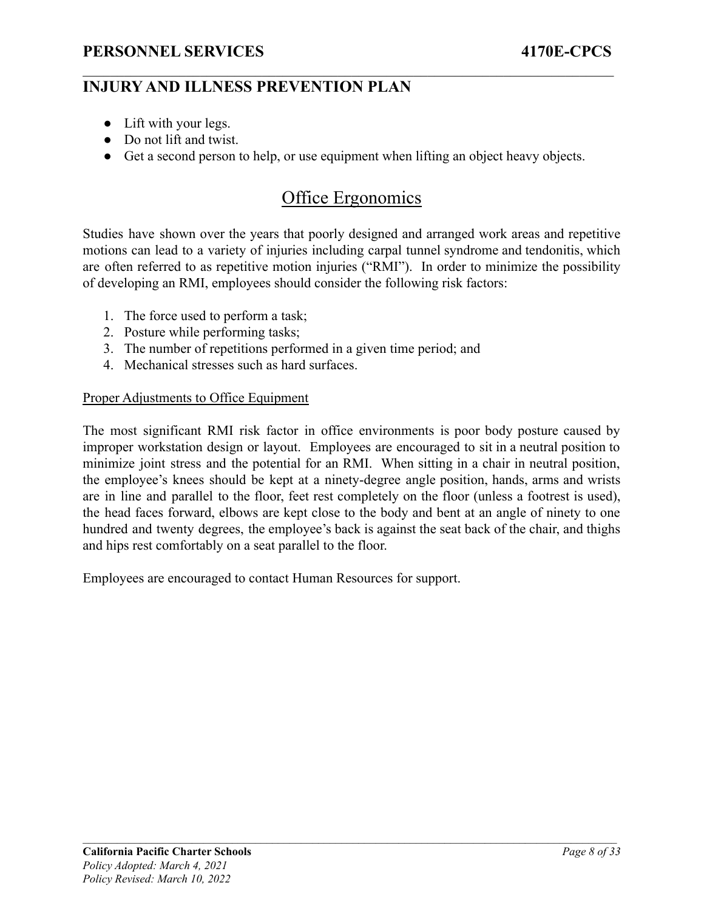- Lift with your legs.
- Do not lift and twist.
- Get a second person to help, or use equipment when lifting an object heavy objects.

## Office Ergonomics

Studies have shown over the years that poorly designed and arranged work areas and repetitive motions can lead to a variety of injuries including carpal tunnel syndrome and tendonitis, which are often referred to as repetitive motion injuries ("RMI"). In order to minimize the possibility of developing an RMI, employees should consider the following risk factors:

1. The force used to perform a task;
2. Posture while performing tasks;
3. The number of repetitions performed in a given time period; and
4. Mechanical stresses such as hard surfaces.

### Proper Adjustments to Office Equipment

The most significant RMI risk factor in office environments is poor body posture caused by improper workstation design or layout. Employees are encouraged to sit in a neutral position to minimize joint stress and the potential for an RMI. When sitting in a chair in neutral position, the employee's knees should be kept at a ninety-degree angle position, hands, arms and wrists are in line and parallel to the floor, feet rest completely on the floor (unless a footrest is used), the head faces forward, elbows are kept close to the body and bent at an angle of ninety to one hundred and twenty degrees, the employee's back is against the seat back of the chair, and thighs and hips rest comfortably on a seat parallel to the floor.

Employees are encouraged to contact Human Resources for support.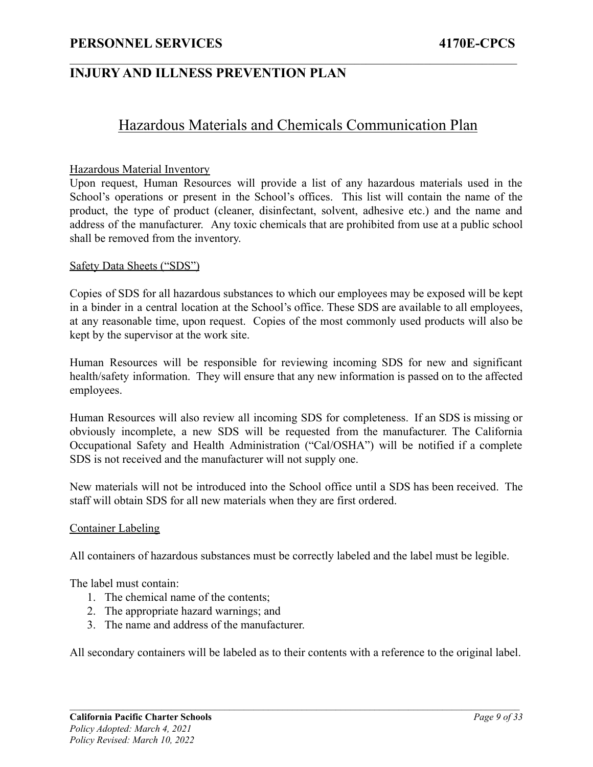## Hazardous Materials and Chemicals Communication Plan

### Hazardous Material Inventory

Upon request, Human Resources will provide a list of any hazardous materials used in the School's operations or present in the School's offices. This list will contain the name of the product, the type of product (cleaner, disinfectant, solvent, adhesive etc.) and the name and address of the manufacturer. Any toxic chemicals that are prohibited from use at a public school shall be removed from the inventory.

### Safety Data Sheets ("SDS")

Copies of SDS for all hazardous substances to which our employees may be exposed will be kept in a binder in a central location at the School's office. These SDS are available to all employees, at any reasonable time, upon request. Copies of the most commonly used products will also be kept by the supervisor at the work site.

Human Resources will be responsible for reviewing incoming SDS for new and significant health/safety information. They will ensure that any new information is passed on to the affected employees.

Human Resources will also review all incoming SDS for completeness. If an SDS is missing or obviously incomplete, a new SDS will be requested from the manufacturer. The California Occupational Safety and Health Administration ("Cal/OSHA") will be notified if a complete SDS is not received and the manufacturer will not supply one.

New materials will not be introduced into the School office until a SDS has been received. The staff will obtain SDS for all new materials when they are first ordered.

### Container Labeling

All containers of hazardous substances must be correctly labeled and the label must be legible.

The label must contain:

1. The chemical name of the contents;
2. The appropriate hazard warnings; and
3. The name and address of the manufacturer.

All secondary containers will be labeled as to their contents with a reference to the original label.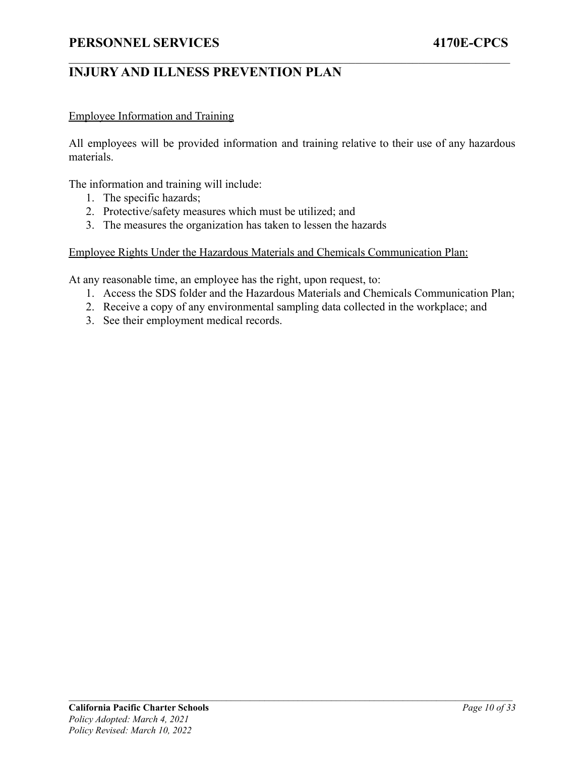Employee Information and Training

All employees will be provided information and training relative to their use of any hazardous materials.

The information and training will include:

1. The specific hazards;
2. Protective/safety measures which must be utilized; and
3. The measures the organization has taken to lessen the hazards

Employee Rights Under the Hazardous Materials and Chemicals Communication Plan:

At any reasonable time, an employee has the right, upon request, to:

1. Access the SDS folder and the Hazardous Materials and Chemicals Communication Plan;
2. Receive a copy of any environmental sampling data collected in the workplace; and
3. See their employment medical records.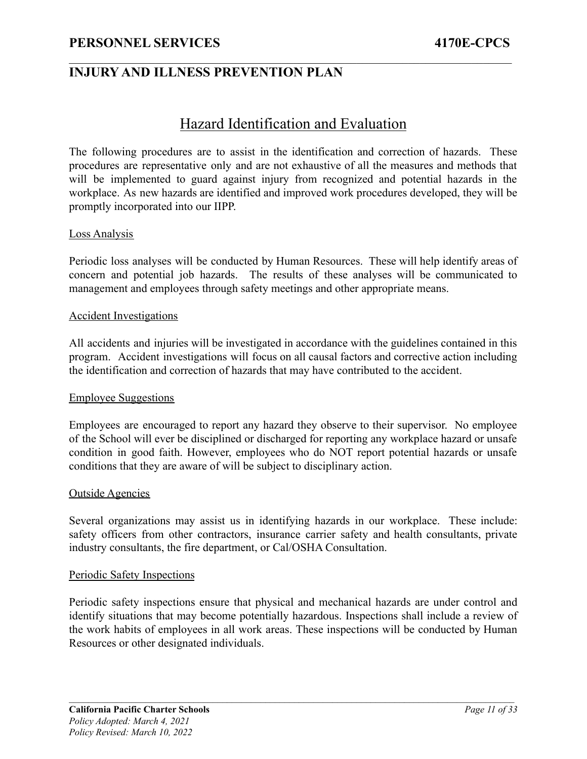## Hazard Identification and Evaluation

The following procedures are to assist in the identification and correction of hazards. These procedures are representative only and are not exhaustive of all the measures and methods that will be implemented to guard against injury from recognized and potential hazards in the workplace. As new hazards are identified and improved work procedures developed, they will be promptly incorporated into our IIPP.

### Loss Analysis

Periodic loss analyses will be conducted by Human Resources. These will help identify areas of concern and potential job hazards. The results of these analyses will be communicated to management and employees through safety meetings and other appropriate means.

### Accident Investigations

All accidents and injuries will be investigated in accordance with the guidelines contained in this program. Accident investigations will focus on all causal factors and corrective action including the identification and correction of hazards that may have contributed to the accident.

### Employee Suggestions

Employees are encouraged to report any hazard they observe to their supervisor. No employee of the School will ever be disciplined or discharged for reporting any workplace hazard or unsafe condition in good faith. However, employees who do NOT report potential hazards or unsafe conditions that they are aware of will be subject to disciplinary action.

### Outside Agencies

Several organizations may assist us in identifying hazards in our workplace. These include: safety officers from other contractors, insurance carrier safety and health consultants, private industry consultants, the fire department, or Cal/OSHA Consultation.

### Periodic Safety Inspections

Periodic safety inspections ensure that physical and mechanical hazards are under control and identify situations that may become potentially hazardous. Inspections shall include a review of the work habits of employees in all work areas. These inspections will be conducted by Human Resources or other designated individuals.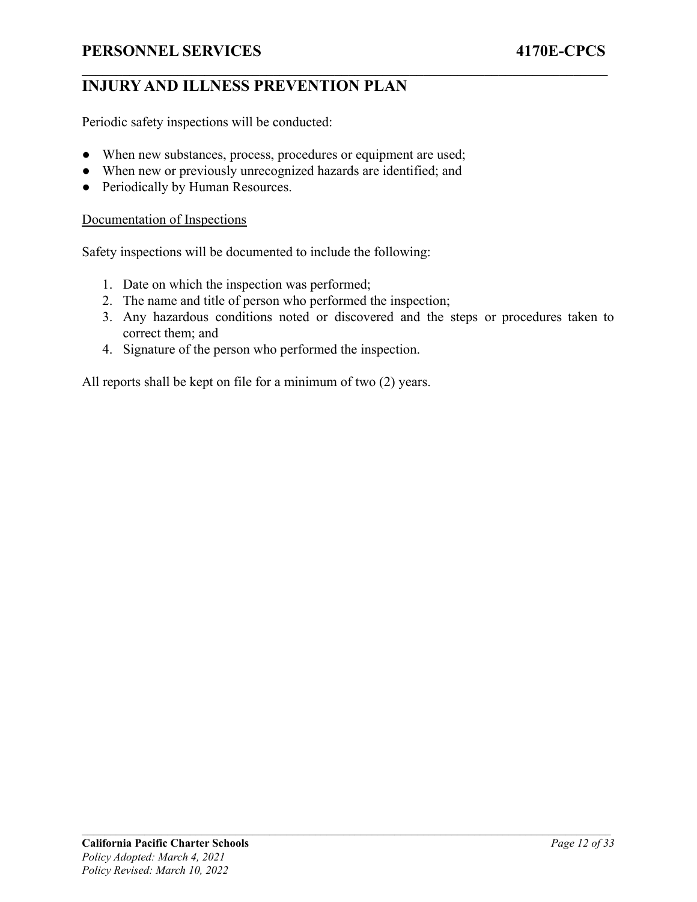Periodic safety inspections will be conducted:

- When new substances, process, procedures or equipment are used;
- When new or previously unrecognized hazards are identified; and
- Periodically by Human Resources.

Documentation of Inspections

Safety inspections will be documented to include the following:

1. Date on which the inspection was performed;
2. The name and title of person who performed the inspection;
3. Any hazardous conditions noted or discovered and the steps or procedures taken to correct them; and
4. Signature of the person who performed the inspection.

All reports shall be kept on file for a minimum of two (2) years.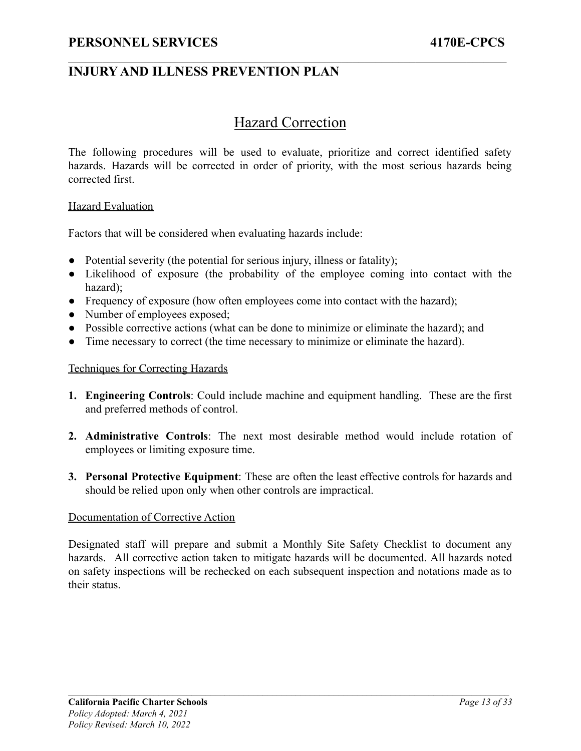## Hazard Correction

The following procedures will be used to evaluate, prioritize and correct identified safety hazards. Hazards will be corrected in order of priority, with the most serious hazards being corrected first.

### Hazard Evaluation

Factors that will be considered when evaluating hazards include:

- Potential severity (the potential for serious injury, illness or fatality);
- Likelihood of exposure (the probability of the employee coming into contact with the hazard);
- Frequency of exposure (how often employees come into contact with the hazard);
- Number of employees exposed;
- Possible corrective actions (what can be done to minimize or eliminate the hazard); and
- Time necessary to correct (the time necessary to minimize or eliminate the hazard).

### Techniques for Correcting Hazards

1. **Engineering Controls**: Could include machine and equipment handling. These are the first and preferred methods of control.
2. **Administrative Controls**: The next most desirable method would include rotation of employees or limiting exposure time.
3. **Personal Protective Equipment**: These are often the least effective controls for hazards and should be relied upon only when other controls are impractical.

### Documentation of Corrective Action

Designated staff will prepare and submit a Monthly Site Safety Checklist to document any hazards. All corrective action taken to mitigate hazards will be documented. All hazards noted on safety inspections will be rechecked on each subsequent inspection and notations made as to their status.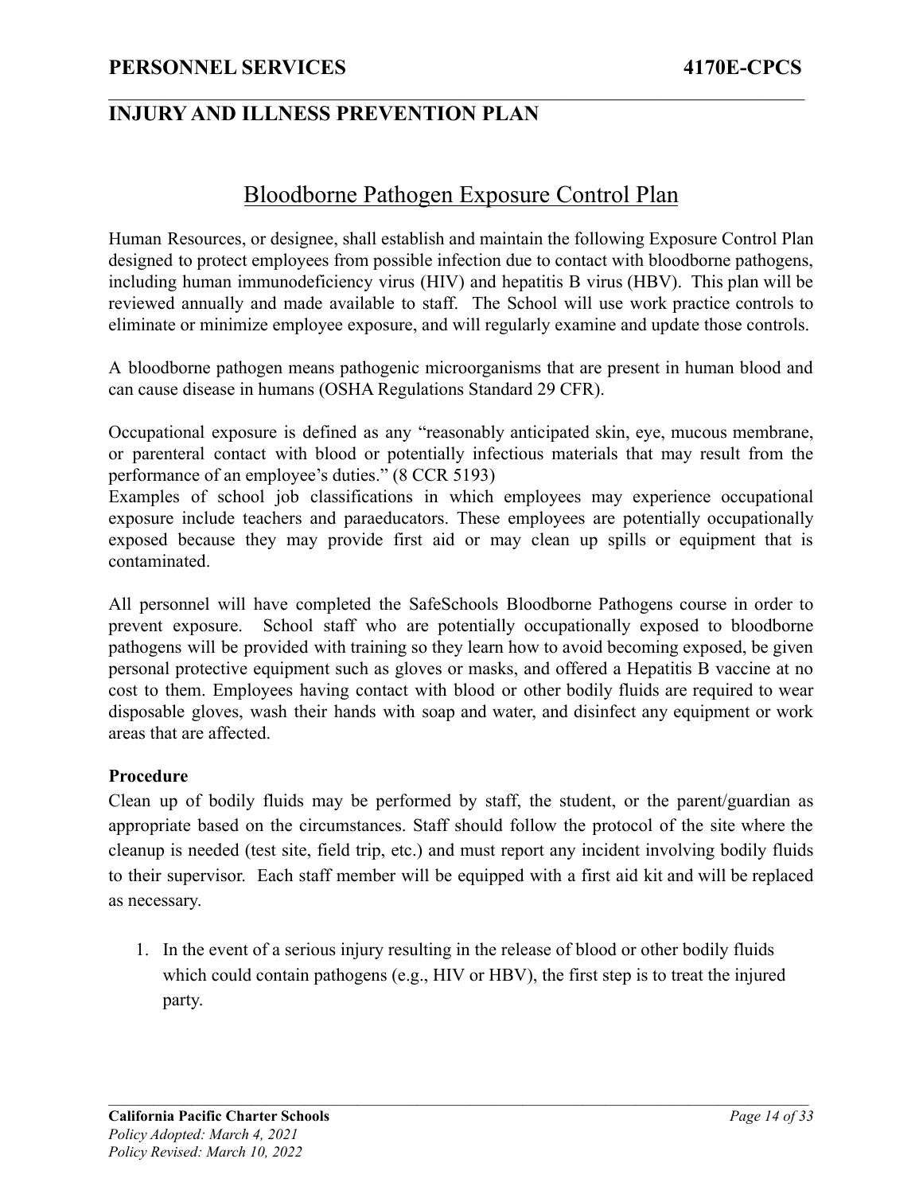## Bloodborne Pathogen Exposure Control Plan

Human Resources, or designee, shall establish and maintain the following Exposure Control Plan designed to protect employees from possible infection due to contact with bloodborne pathogens, including human immunodeficiency virus (HIV) and hepatitis B virus (HBV). This plan will be reviewed annually and made available to staff. The School will use work practice controls to eliminate or minimize employee exposure, and will regularly examine and update those controls.

A bloodborne pathogen means pathogenic microorganisms that are present in human blood and can cause disease in humans (OSHA Regulations Standard 29 CFR).

Occupational exposure is defined as any "reasonably anticipated skin, eye, mucous membrane, or parenteral contact with blood or potentially infectious materials that may result from the performance of an employee's duties." (8 CCR 5193)
Examples of school job classifications in which employees may experience occupational exposure include teachers and paraeducators. These employees are potentially occupationally exposed because they may provide first aid or may clean up spills or equipment that is contaminated.

All personnel will have completed the SafeSchools Bloodborne Pathogens course in order to prevent exposure. School staff who are potentially occupationally exposed to bloodborne pathogens will be provided with training so they learn how to avoid becoming exposed, be given personal protective equipment such as gloves or masks, and offered a Hepatitis B vaccine at no cost to them. Employees having contact with blood or other bodily fluids are required to wear disposable gloves, wash their hands with soap and water, and disinfect any equipment or work areas that are affected.

**Procedure**
Clean up of bodily fluids may be performed by staff, the student, or the parent/guardian as appropriate based on the circumstances. Staff should follow the protocol of the site where the cleanup is needed (test site, field trip, etc.) and must report any incident involving bodily fluids to their supervisor. Each staff member will be equipped with a first aid kit and will be replaced as necessary.

1. In the event of a serious injury resulting in the release of blood or other bodily fluids which could contain pathogens (e.g., HIV or HBV), the first step is to treat the injured party.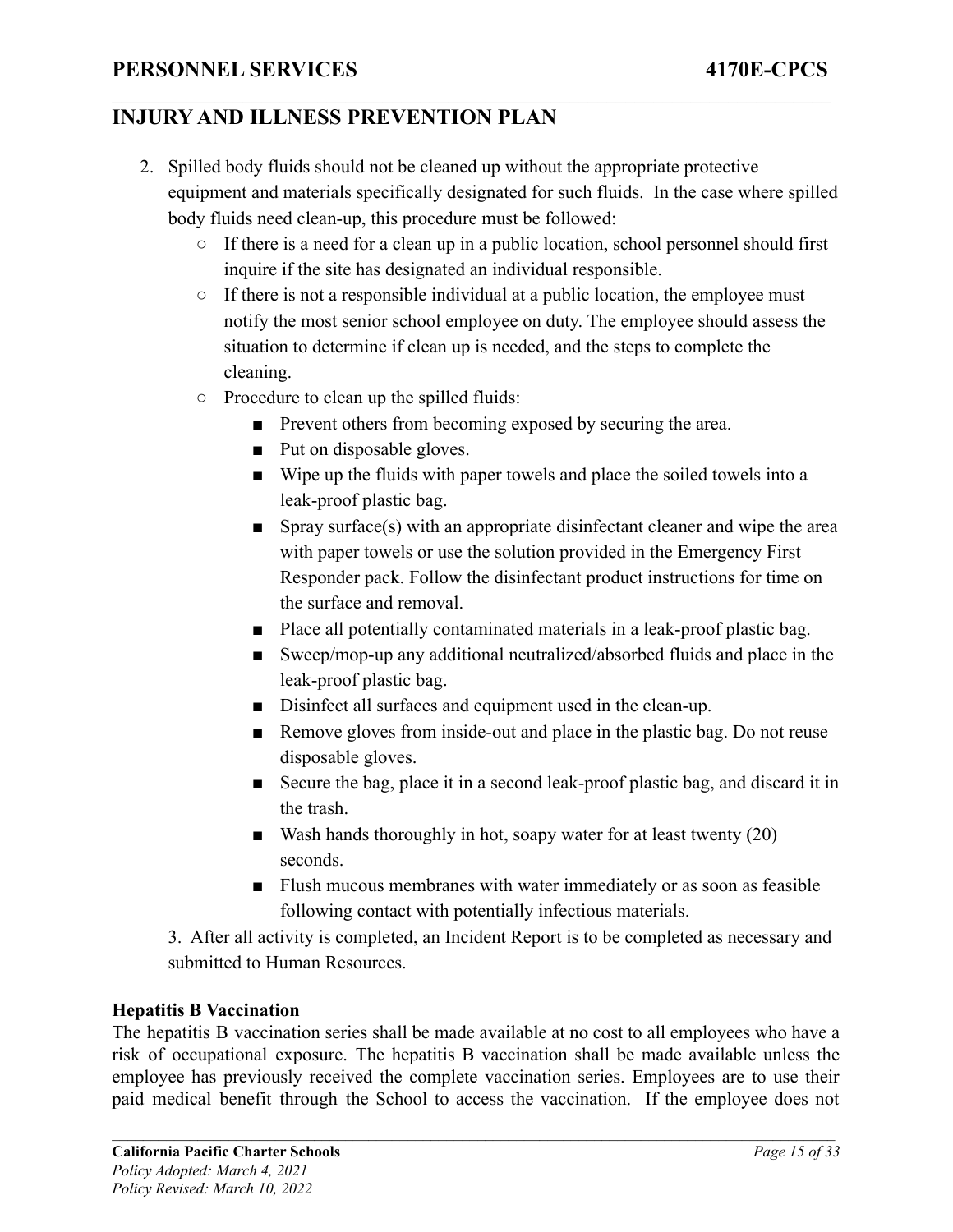2. Spilled body fluids should not be cleaned up without the appropriate protective equipment and materials specifically designated for such fluids. In the case where spilled body fluids need clean-up, this procedure must be followed:
   - If there is a need for a clean up in a public location, school personnel should first inquire if the site has designated an individual responsible.
   - If there is not a responsible individual at a public location, the employee must notify the most senior school employee on duty. The employee should assess the situation to determine if clean up is needed, and the steps to complete the cleaning.
   - Procedure to clean up the spilled fluids:
     - Prevent others from becoming exposed by securing the area.
     - Put on disposable gloves.
     - Wipe up the fluids with paper towels and place the soiled towels into a leak-proof plastic bag.
     - Spray surface(s) with an appropriate disinfectant cleaner and wipe the area with paper towels or use the solution provided in the Emergency First Responder pack. Follow the disinfectant product instructions for time on the surface and removal.
     - Place all potentially contaminated materials in a leak-proof plastic bag.
     - Sweep/mop-up any additional neutralized/absorbed fluids and place in the leak-proof plastic bag.
     - Disinfect all surfaces and equipment used in the clean-up.
     - Remove gloves from inside-out and place in the plastic bag. Do not reuse disposable gloves.
     - Secure the bag, place it in a second leak-proof plastic bag, and discard it in the trash.
     - Wash hands thoroughly in hot, soapy water for at least twenty (20) seconds.
     - Flush mucous membranes with water immediately or as soon as feasible following contact with potentially infectious materials.

3. After all activity is completed, an Incident Report is to be completed as necessary and submitted to Human Resources.

**Hepatitis B Vaccination**

The hepatitis B vaccination series shall be made available at no cost to all employees who have a risk of occupational exposure. The hepatitis B vaccination shall be made available unless the employee has previously received the complete vaccination series. Employees are to use their paid medical benefit through the School to access the vaccination. If the employee does not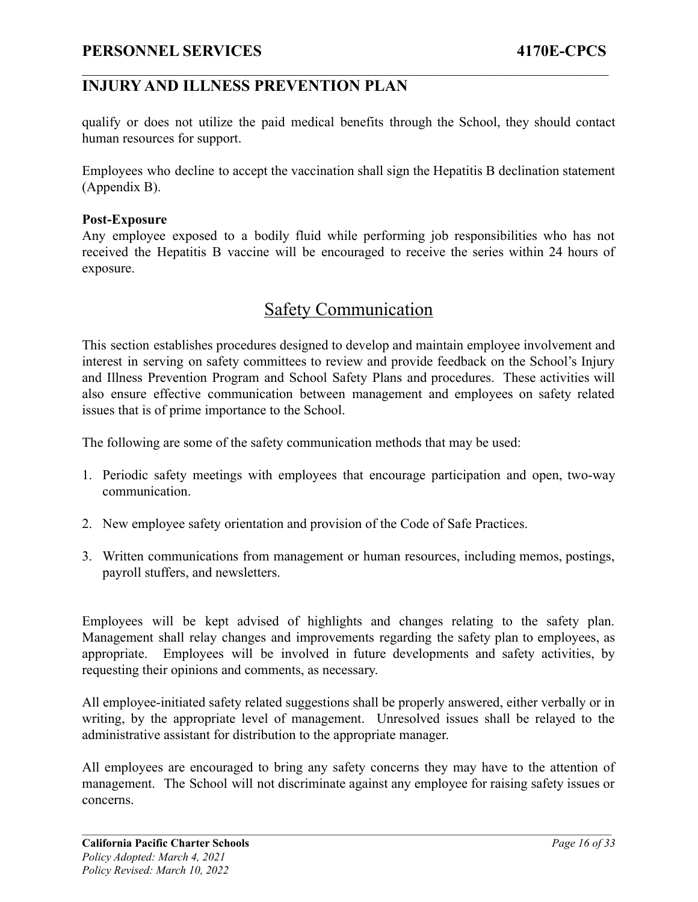qualify or does not utilize the paid medical benefits through the School, they should contact human resources for support.

Employees who decline to accept the vaccination shall sign the Hepatitis B declination statement (Appendix B).

**Post-Exposure**
Any employee exposed to a bodily fluid while performing job responsibilities who has not received the Hepatitis B vaccine will be encouraged to receive the series within 24 hours of exposure.

## Safety Communication

This section establishes procedures designed to develop and maintain employee involvement and interest in serving on safety committees to review and provide feedback on the School's Injury and Illness Prevention Program and School Safety Plans and procedures. These activities will also ensure effective communication between management and employees on safety related issues that is of prime importance to the School.

The following are some of the safety communication methods that may be used:

1. Periodic safety meetings with employees that encourage participation and open, two-way communication.

2. New employee safety orientation and provision of the Code of Safe Practices.

3. Written communications from management or human resources, including memos, postings, payroll stuffers, and newsletters.

Employees will be kept advised of highlights and changes relating to the safety plan. Management shall relay changes and improvements regarding the safety plan to employees, as appropriate. Employees will be involved in future developments and safety activities, by requesting their opinions and comments, as necessary.

All employee-initiated safety related suggestions shall be properly answered, either verbally or in writing, by the appropriate level of management. Unresolved issues shall be relayed to the administrative assistant for distribution to the appropriate manager.

All employees are encouraged to bring any safety concerns they may have to the attention of management. The School will not discriminate against any employee for raising safety issues or concerns.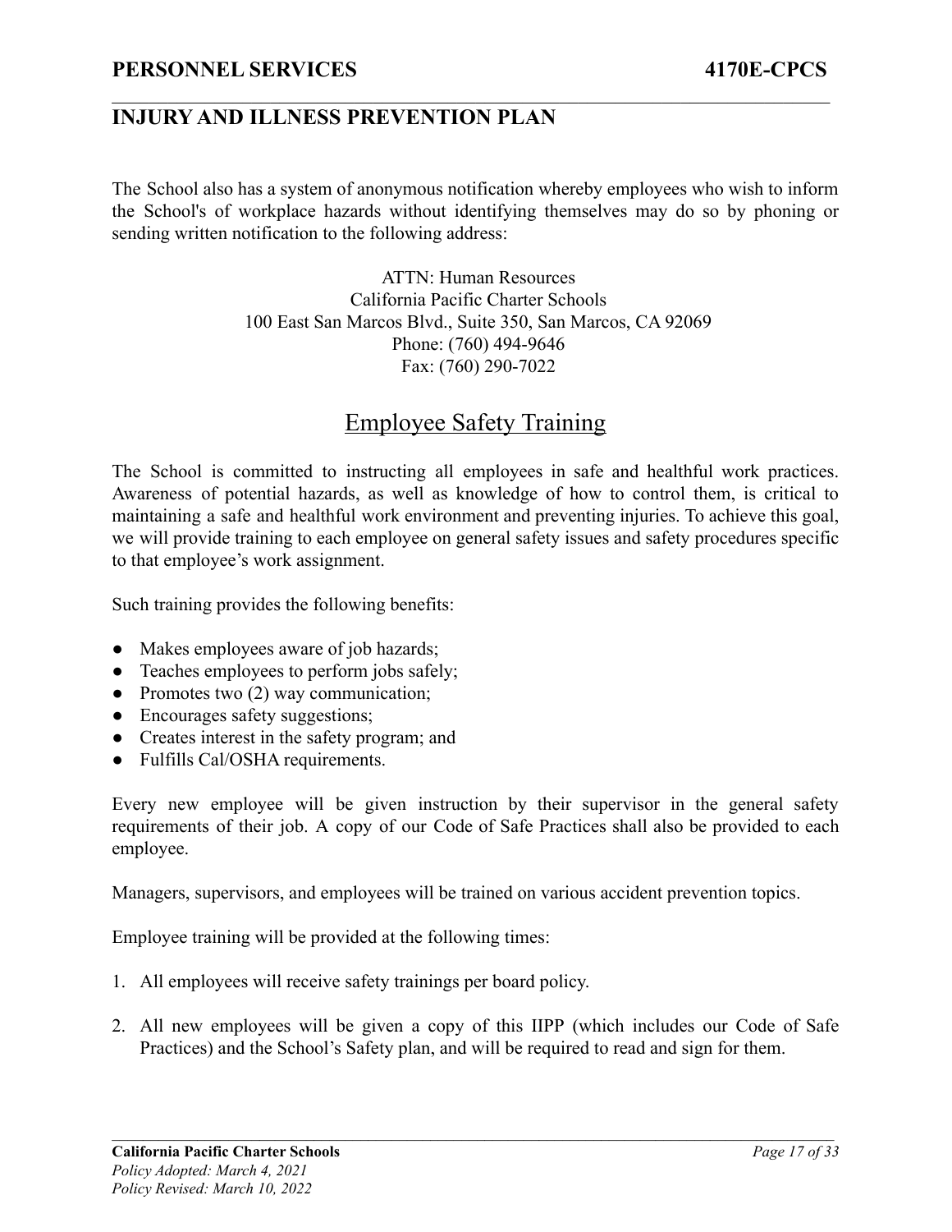The School also has a system of anonymous notification whereby employees who wish to inform the School's of workplace hazards without identifying themselves may do so by phoning or sending written notification to the following address:

ATTN: Human Resources
California Pacific Charter Schools
100 East San Marcos Blvd., Suite 350, San Marcos, CA 92069
Phone: (760) 494-9646
Fax: (760) 290-7022

## Employee Safety Training

The School is committed to instructing all employees in safe and healthful work practices. Awareness of potential hazards, as well as knowledge of how to control them, is critical to maintaining a safe and healthful work environment and preventing injuries. To achieve this goal, we will provide training to each employee on general safety issues and safety procedures specific to that employee's work assignment.

Such training provides the following benefits:

- Makes employees aware of job hazards;
- Teaches employees to perform jobs safely;
- Promotes two (2) way communication;
- Encourages safety suggestions;
- Creates interest in the safety program; and
- Fulfills Cal/OSHA requirements.

Every new employee will be given instruction by their supervisor in the general safety requirements of their job. A copy of our Code of Safe Practices shall also be provided to each employee.

Managers, supervisors, and employees will be trained on various accident prevention topics.

Employee training will be provided at the following times:

1. All employees will receive safety trainings per board policy.

2. All new employees will be given a copy of this IIPP (which includes our Code of Safe Practices) and the School's Safety plan, and will be required to read and sign for them.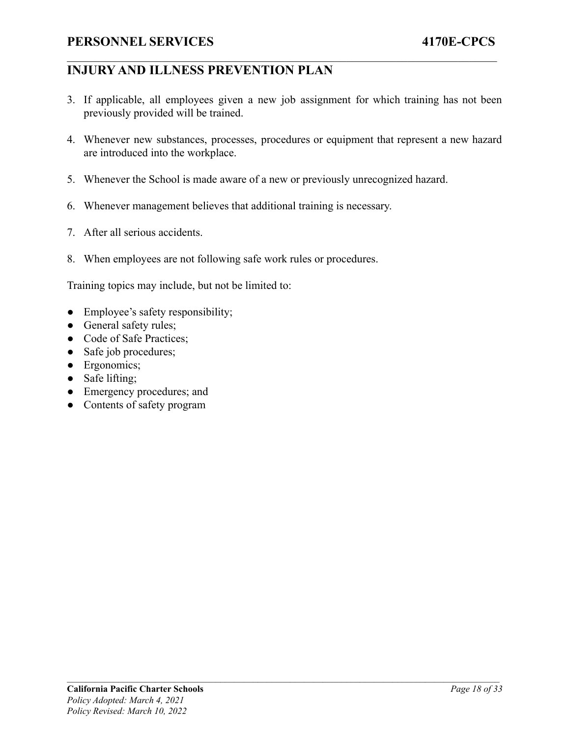3. If applicable, all employees given a new job assignment for which training has not been previously provided will be trained.

4. Whenever new substances, processes, procedures or equipment that represent a new hazard are introduced into the workplace.

5. Whenever the School is made aware of a new or previously unrecognized hazard.

6. Whenever management believes that additional training is necessary.

7. After all serious accidents.

8. When employees are not following safe work rules or procedures.

Training topics may include, but not be limited to:

- Employee's safety responsibility;
- General safety rules;
- Code of Safe Practices;
- Safe job procedures;
- Ergonomics;
- Safe lifting;
- Emergency procedures; and
- Contents of safety program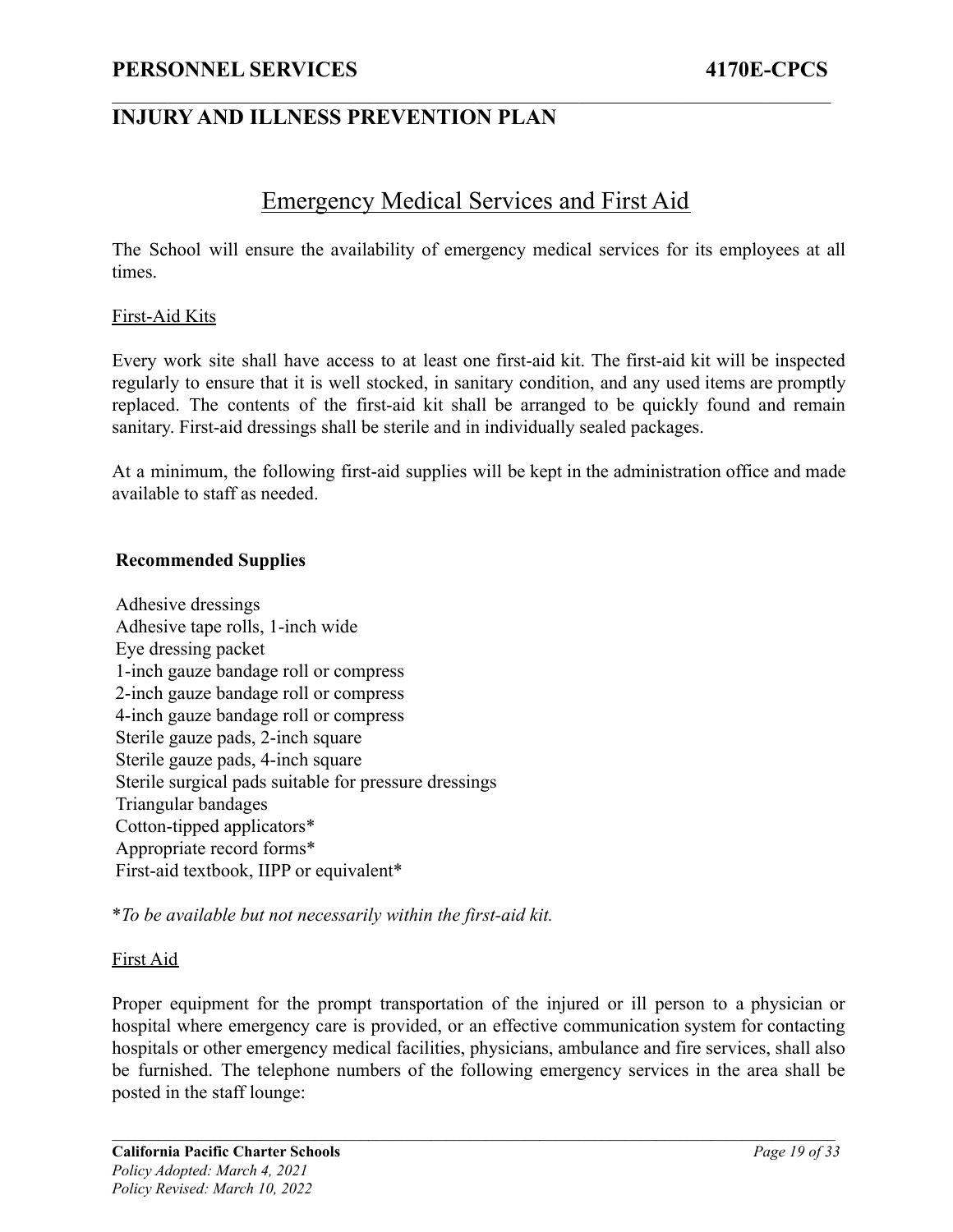# Emergency Medical Services and First Aid

The School will ensure the availability of emergency medical services for its employees at all times.

## First-Aid Kits

Every work site shall have access to at least one first-aid kit. The first-aid kit will be inspected regularly to ensure that it is well stocked, in sanitary condition, and any used items are promptly replaced. The contents of the first-aid kit shall be arranged to be quickly found and remain sanitary. First-aid dressings shall be sterile and in individually sealed packages.

At a minimum, the following first-aid supplies will be kept in the administration office and made available to staff as needed.

**Recommended Supplies**

Adhesive dressings
Adhesive tape rolls, 1-inch wide
Eye dressing packet
1-inch gauze bandage roll or compress
2-inch gauze bandage roll or compress
4-inch gauze bandage roll or compress
Sterile gauze pads, 2-inch square
Sterile gauze pads, 4-inch square
Sterile surgical pads suitable for pressure dressings
Triangular bandages
Cotton-tipped applicators*
Appropriate record forms*
First-aid textbook, IIPP or equivalent*

**To be available but not necessarily within the first-aid kit.*

## First Aid

Proper equipment for the prompt transportation of the injured or ill person to a physician or hospital where emergency care is provided, or an effective communication system for contacting hospitals or other emergency medical facilities, physicians, ambulance and fire services, shall also be furnished. The telephone numbers of the following emergency services in the area shall be posted in the staff lounge: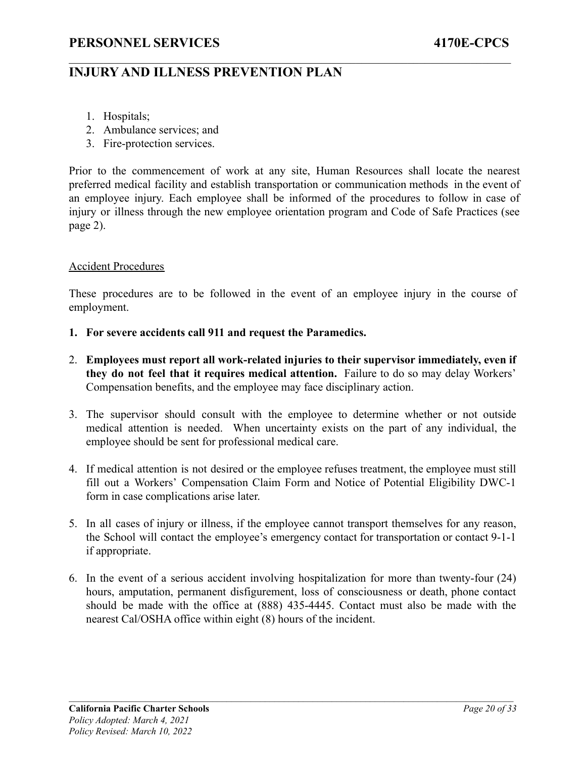1. Hospitals;
2. Ambulance services; and
3. Fire-protection services.

Prior to the commencement of work at any site, Human Resources shall locate the nearest preferred medical facility and establish transportation or communication methods in the event of an employee injury. Each employee shall be informed of the procedures to follow in case of injury or illness through the new employee orientation program and Code of Safe Practices (see page 2).

Accident Procedures

These procedures are to be followed in the event of an employee injury in the course of employment.

1. **For severe accidents call 911 and request the Paramedics.**

2. **Employees must report all work-related injuries to their supervisor immediately, even if they do not feel that it requires medical attention.** Failure to do so may delay Workers' Compensation benefits, and the employee may face disciplinary action.

3. The supervisor should consult with the employee to determine whether or not outside medical attention is needed. When uncertainty exists on the part of any individual, the employee should be sent for professional medical care.

4. If medical attention is not desired or the employee refuses treatment, the employee must still fill out a Workers' Compensation Claim Form and Notice of Potential Eligibility DWC-1 form in case complications arise later.

5. In all cases of injury or illness, if the employee cannot transport themselves for any reason, the School will contact the employee's emergency contact for transportation or contact 9-1-1 if appropriate.

6. In the event of a serious accident involving hospitalization for more than twenty-four (24) hours, amputation, permanent disfigurement, loss of consciousness or death, phone contact should be made with the office at (888) 435-4445. Contact must also be made with the nearest Cal/OSHA office within eight (8) hours of the incident.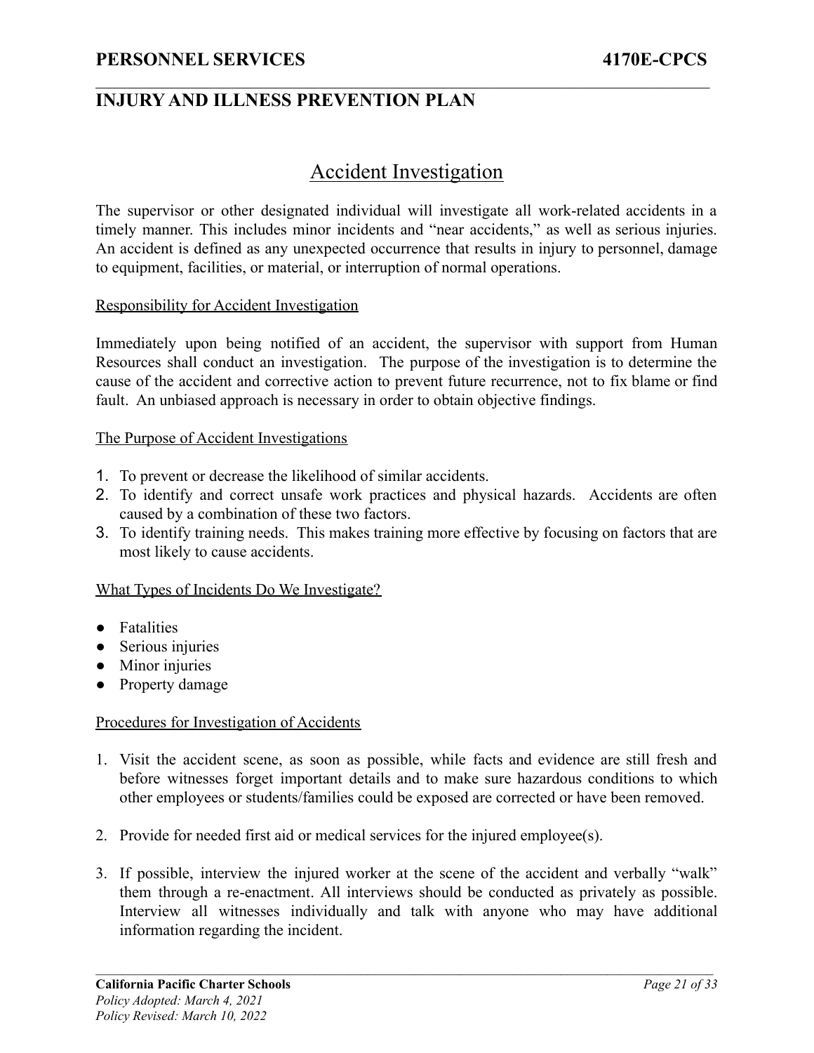## Accident Investigation

The supervisor or other designated individual will investigate all work-related accidents in a timely manner. This includes minor incidents and "near accidents," as well as serious injuries. An accident is defined as any unexpected occurrence that results in injury to personnel, damage to equipment, facilities, or material, or interruption of normal operations.

### Responsibility for Accident Investigation

Immediately upon being notified of an accident, the supervisor with support from Human Resources shall conduct an investigation. The purpose of the investigation is to determine the cause of the accident and corrective action to prevent future recurrence, not to fix blame or find fault. An unbiased approach is necessary in order to obtain objective findings.

### The Purpose of Accident Investigations

1. To prevent or decrease the likelihood of similar accidents.
2. To identify and correct unsafe work practices and physical hazards. Accidents are often caused by a combination of these two factors.
3. To identify training needs. This makes training more effective by focusing on factors that are most likely to cause accidents.

### What Types of Incidents Do We Investigate?

- Fatalities
- Serious injuries
- Minor injuries
- Property damage

### Procedures for Investigation of Accidents

1. Visit the accident scene, as soon as possible, while facts and evidence are still fresh and before witnesses forget important details and to make sure hazardous conditions to which other employees or students/families could be exposed are corrected or have been removed.

2. Provide for needed first aid or medical services for the injured employee(s).

3. If possible, interview the injured worker at the scene of the accident and verbally "walk" them through a re-enactment. All interviews should be conducted as privately as possible. Interview all witnesses individually and talk with anyone who may have additional information regarding the incident.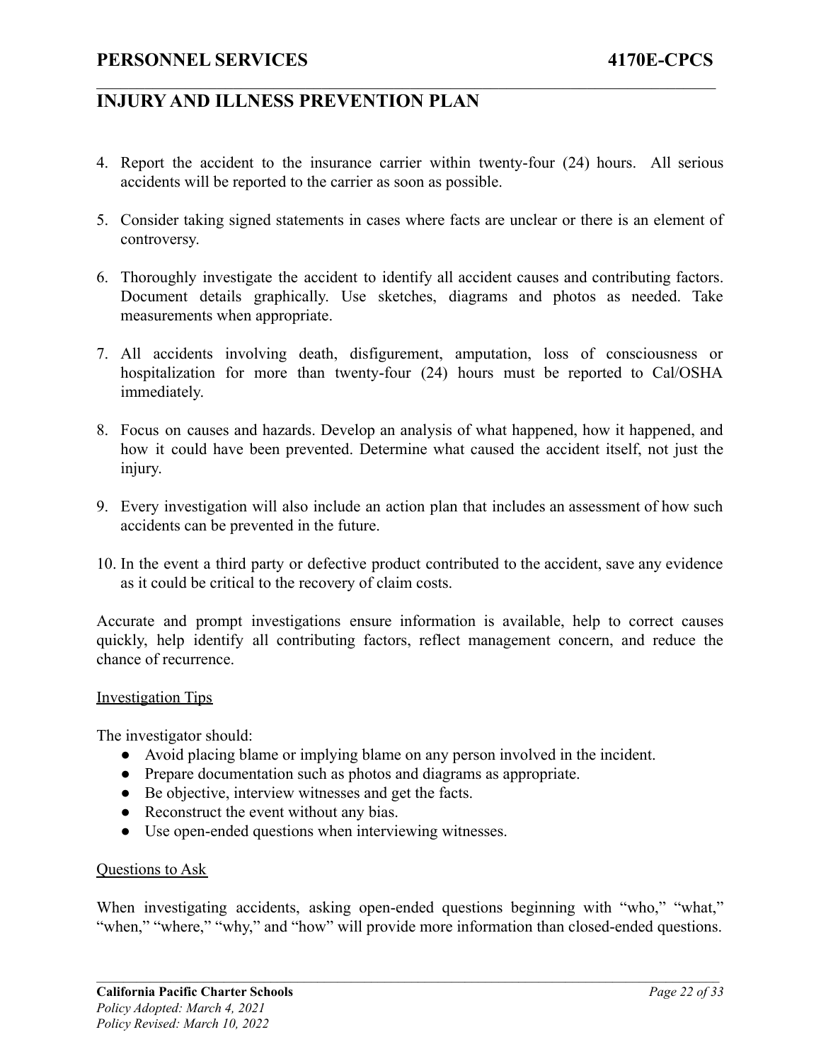4. Report the accident to the insurance carrier within twenty-four (24) hours. All serious accidents will be reported to the carrier as soon as possible.

5. Consider taking signed statements in cases where facts are unclear or there is an element of controversy.

6. Thoroughly investigate the accident to identify all accident causes and contributing factors. Document details graphically. Use sketches, diagrams and photos as needed. Take measurements when appropriate.

7. All accidents involving death, disfigurement, amputation, loss of consciousness or hospitalization for more than twenty-four (24) hours must be reported to Cal/OSHA immediately.

8. Focus on causes and hazards. Develop an analysis of what happened, how it happened, and how it could have been prevented. Determine what caused the accident itself, not just the injury.

9. Every investigation will also include an action plan that includes an assessment of how such accidents can be prevented in the future.

10. In the event a third party or defective product contributed to the accident, save any evidence as it could be critical to the recovery of claim costs.

Accurate and prompt investigations ensure information is available, help to correct causes quickly, help identify all contributing factors, reflect management concern, and reduce the chance of recurrence.

Investigation Tips

The investigator should:

- Avoid placing blame or implying blame on any person involved in the incident.
- Prepare documentation such as photos and diagrams as appropriate.
- Be objective, interview witnesses and get the facts.
- Reconstruct the event without any bias.
- Use open-ended questions when interviewing witnesses.

Questions to Ask

When investigating accidents, asking open-ended questions beginning with "who," "what," "when," "where," "why," and "how" will provide more information than closed-ended questions.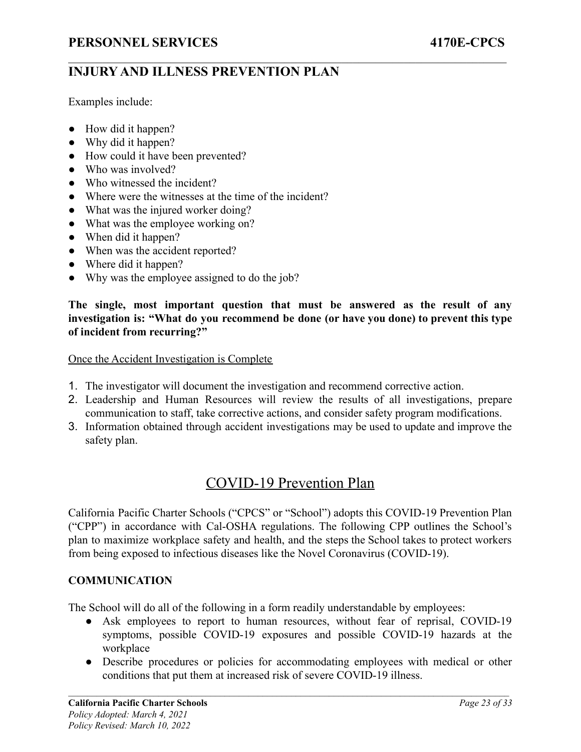Examples include:

- How did it happen?
- Why did it happen?
- How could it have been prevented?
- Who was involved?
- Who witnessed the incident?
- Where were the witnesses at the time of the incident?
- What was the injured worker doing?
- What was the employee working on?
- When did it happen?
- When was the accident reported?
- Where did it happen?
- Why was the employee assigned to do the job?

**The single, most important question that must be answered as the result of any investigation is: "What do you recommend be done (or have you done) to prevent this type of incident from recurring?"**

<u>Once the Accident Investigation is Complete</u>

1. The investigator will document the investigation and recommend corrective action.
2. Leadership and Human Resources will review the results of all investigations, prepare communication to staff, take corrective actions, and consider safety program modifications.
3. Information obtained through accident investigations may be used to update and improve the safety plan.

## COVID-19 Prevention Plan

California Pacific Charter Schools ("CPCS" or "School") adopts this COVID-19 Prevention Plan ("CPP") in accordance with Cal-OSHA regulations. The following CPP outlines the School's plan to maximize workplace safety and health, and the steps the School takes to protect workers from being exposed to infectious diseases like the Novel Coronavirus (COVID-19).

### COMMUNICATION

The School will do all of the following in a form readily understandable by employees:

- Ask employees to report to human resources, without fear of reprisal, COVID-19 symptoms, possible COVID-19 exposures and possible COVID-19 hazards at the workplace
- Describe procedures or policies for accommodating employees with medical or other conditions that put them at increased risk of severe COVID-19 illness.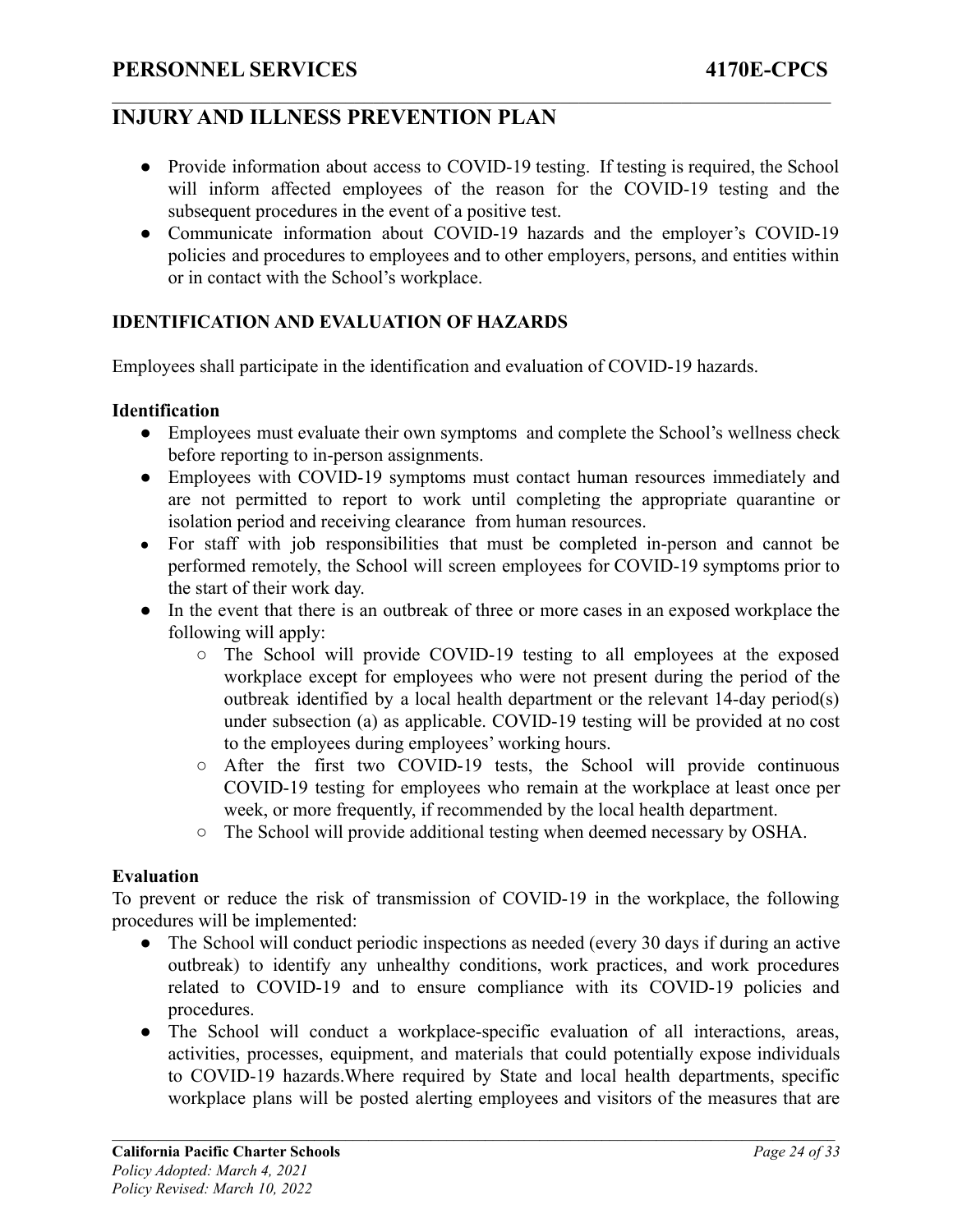- Provide information about access to COVID-19 testing. If testing is required, the School will inform affected employees of the reason for the COVID-19 testing and the subsequent procedures in the event of a positive test.
- Communicate information about COVID-19 hazards and the employer's COVID-19 policies and procedures to employees and to other employers, persons, and entities within or in contact with the School's workplace.

**IDENTIFICATION AND EVALUATION OF HAZARDS**

Employees shall participate in the identification and evaluation of COVID-19 hazards.

**Identification**

- Employees must evaluate their own symptoms and complete the School's wellness check before reporting to in-person assignments.
- Employees with COVID-19 symptoms must contact human resources immediately and are not permitted to report to work until completing the appropriate quarantine or isolation period and receiving clearance from human resources.
- For staff with job responsibilities that must be completed in-person and cannot be performed remotely, the School will screen employees for COVID-19 symptoms prior to the start of their work day.
- In the event that there is an outbreak of three or more cases in an exposed workplace the following will apply:
    - The School will provide COVID-19 testing to all employees at the exposed workplace except for employees who were not present during the period of the outbreak identified by a local health department or the relevant 14-day period(s) under subsection (a) as applicable. COVID-19 testing will be provided at no cost to the employees during employees' working hours.
    - After the first two COVID-19 tests, the School will provide continuous COVID-19 testing for employees who remain at the workplace at least once per week, or more frequently, if recommended by the local health department.
    - The School will provide additional testing when deemed necessary by OSHA.

**Evaluation**

To prevent or reduce the risk of transmission of COVID-19 in the workplace, the following procedures will be implemented:

- The School will conduct periodic inspections as needed (every 30 days if during an active outbreak) to identify any unhealthy conditions, work practices, and work procedures related to COVID-19 and to ensure compliance with its COVID-19 policies and procedures.
- The School will conduct a workplace-specific evaluation of all interactions, areas, activities, processes, equipment, and materials that could potentially expose individuals to COVID-19 hazards.Where required by State and local health departments, specific workplace plans will be posted alerting employees and visitors of the measures that are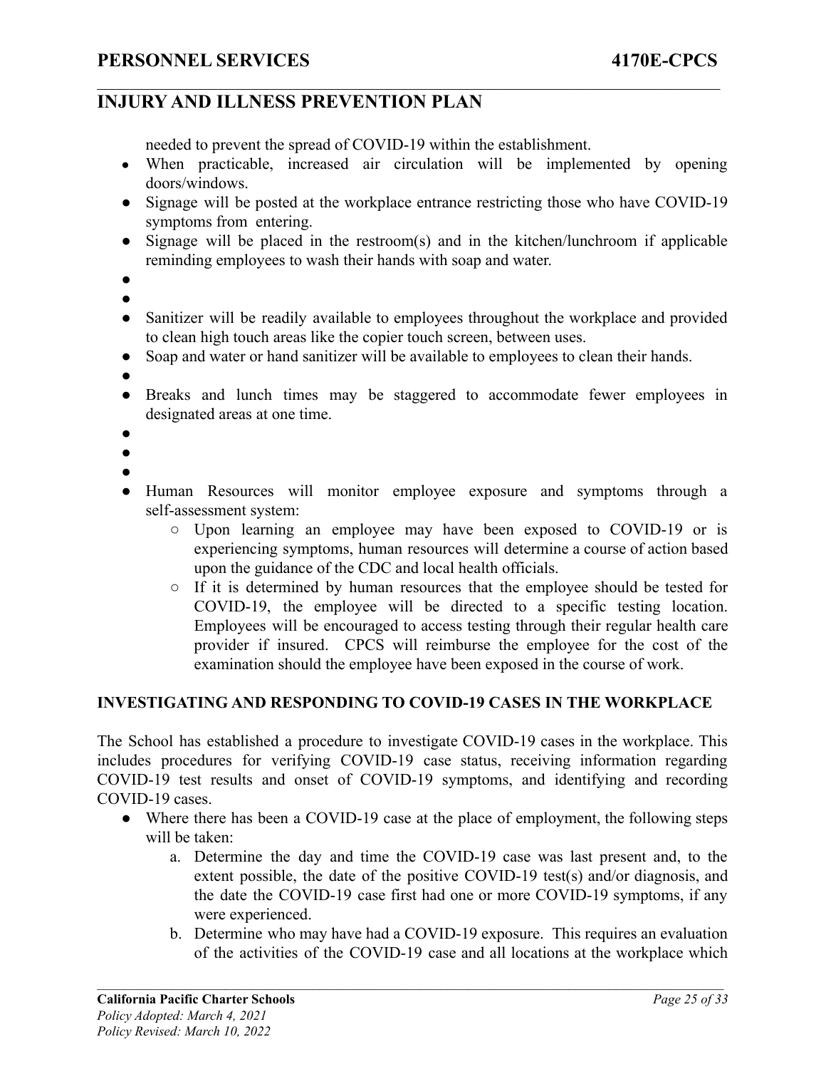needed to prevent the spread of COVID-19 within the establishment.

- When practicable, increased air circulation will be implemented by opening doors/windows.
- Signage will be posted at the workplace entrance restricting those who have COVID-19 symptoms from entering.
- Signage will be placed in the restroom(s) and in the kitchen/lunchroom if applicable reminding employees to wash their hands with soap and water.
- 
- 
- Sanitizer will be readily available to employees throughout the workplace and provided to clean high touch areas like the copier touch screen, between uses.
- Soap and water or hand sanitizer will be available to employees to clean their hands.
- 
- Breaks and lunch times may be staggered to accommodate fewer employees in designated areas at one time.
- 
- 
- 
- Human Resources will monitor employee exposure and symptoms through a self-assessment system:
    - Upon learning an employee may have been exposed to COVID-19 or is experiencing symptoms, human resources will determine a course of action based upon the guidance of the CDC and local health officials.
    - If it is determined by human resources that the employee should be tested for COVID-19, the employee will be directed to a specific testing location. Employees will be encouraged to access testing through their regular health care provider if insured. CPCS will reimburse the employee for the cost of the examination should the employee have been exposed in the course of work.

**INVESTIGATING AND RESPONDING TO COVID-19 CASES IN THE WORKPLACE**

The School has established a procedure to investigate COVID-19 cases in the workplace. This includes procedures for verifying COVID-19 case status, receiving information regarding COVID-19 test results and onset of COVID-19 symptoms, and identifying and recording COVID-19 cases.

- Where there has been a COVID-19 case at the place of employment, the following steps will be taken:
    a. Determine the day and time the COVID-19 case was last present and, to the extent possible, the date of the positive COVID-19 test(s) and/or diagnosis, and the date the COVID-19 case first had one or more COVID-19 symptoms, if any were experienced.
    b. Determine who may have had a COVID-19 exposure. This requires an evaluation of the activities of the COVID-19 case and all locations at the workplace which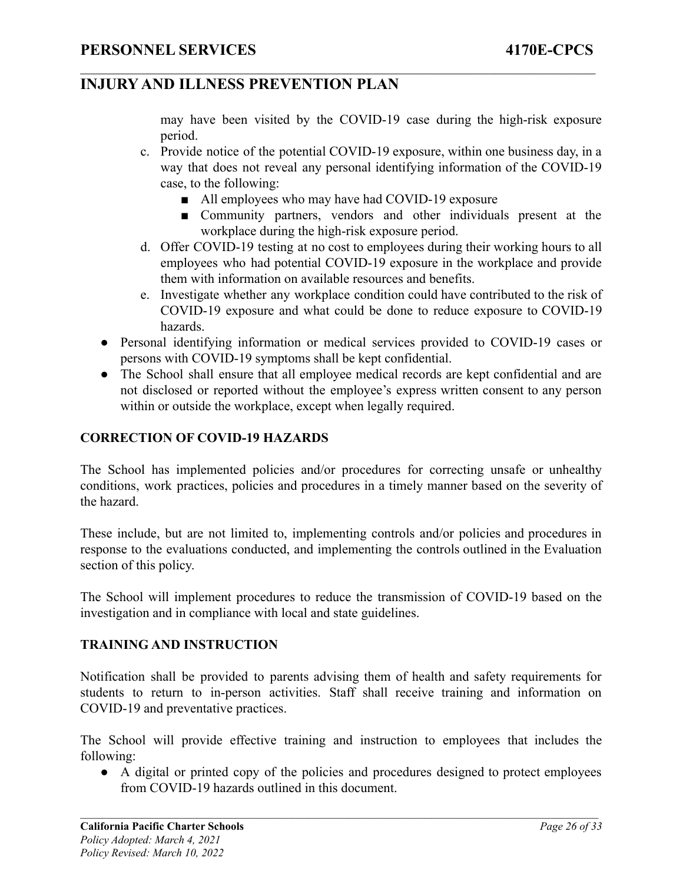may have been visited by the COVID-19 case during the high-risk exposure period.

c. Provide notice of the potential COVID-19 exposure, within one business day, in a way that does not reveal any personal identifying information of the COVID-19 case, to the following:
    - All employees who may have had COVID-19 exposure
    - Community partners, vendors and other individuals present at the workplace during the high-risk exposure period.

d. Offer COVID-19 testing at no cost to employees during their working hours to all employees who had potential COVID-19 exposure in the workplace and provide them with information on available resources and benefits.

e. Investigate whether any workplace condition could have contributed to the risk of COVID-19 exposure and what could be done to reduce exposure to COVID-19 hazards.

- Personal identifying information or medical services provided to COVID-19 cases or persons with COVID-19 symptoms shall be kept confidential.
- The School shall ensure that all employee medical records are kept confidential and are not disclosed or reported without the employee's express written consent to any person within or outside the workplace, except when legally required.

**CORRECTION OF COVID-19 HAZARDS**

The School has implemented policies and/or procedures for correcting unsafe or unhealthy conditions, work practices, policies and procedures in a timely manner based on the severity of the hazard.

These include, but are not limited to, implementing controls and/or policies and procedures in response to the evaluations conducted, and implementing the controls outlined in the Evaluation section of this policy.

The School will implement procedures to reduce the transmission of COVID-19 based on the investigation and in compliance with local and state guidelines.

**TRAINING AND INSTRUCTION**

Notification shall be provided to parents advising them of health and safety requirements for students to return to in-person activities. Staff shall receive training and information on COVID-19 and preventative practices.

The School will provide effective training and instruction to employees that includes the following:

- A digital or printed copy of the policies and procedures designed to protect employees from COVID-19 hazards outlined in this document.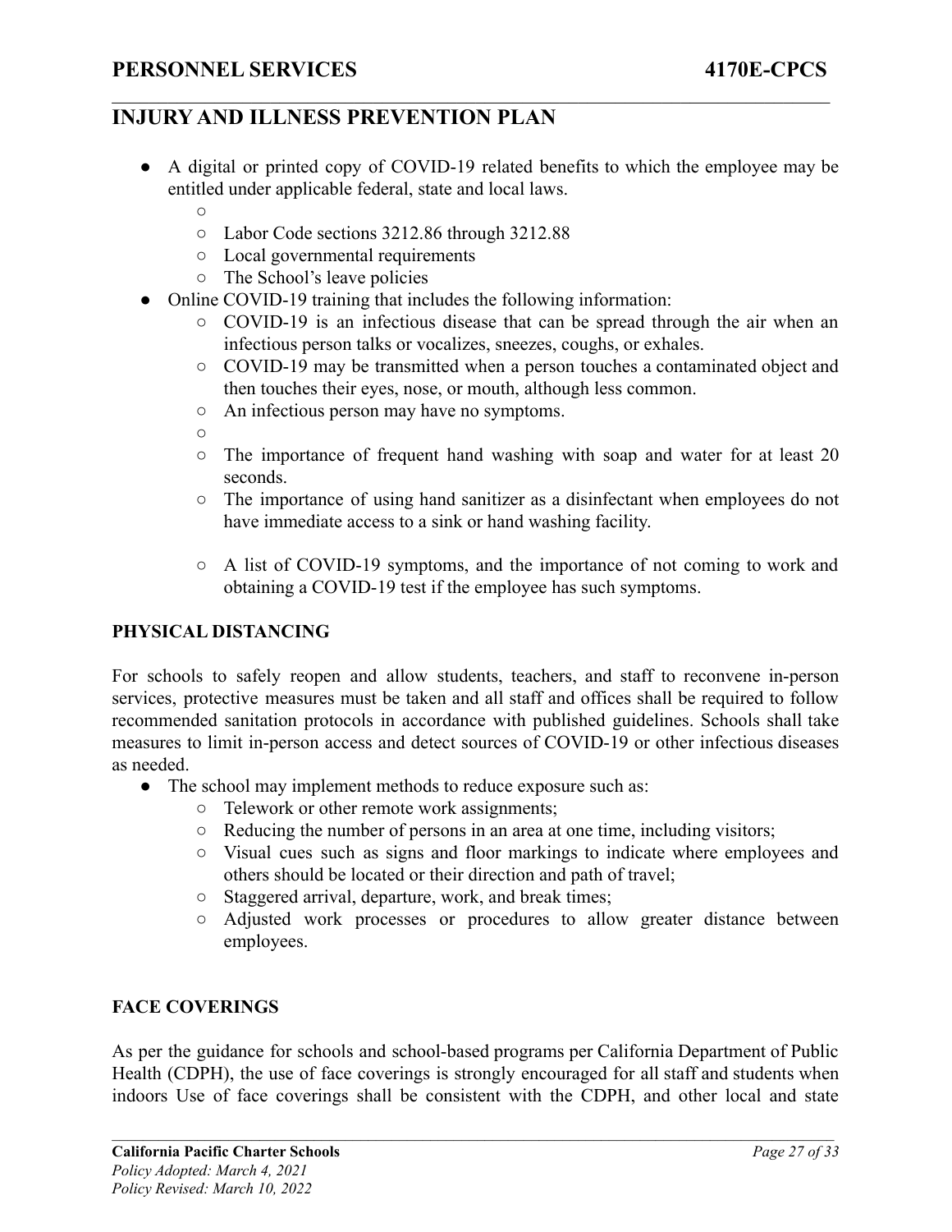- A digital or printed copy of COVID-19 related benefits to which the employee may be entitled under applicable federal, state and local laws.
  - 
  - Labor Code sections 3212.86 through 3212.88
  - Local governmental requirements
  - The School's leave policies
- Online COVID-19 training that includes the following information:
  - COVID-19 is an infectious disease that can be spread through the air when an infectious person talks or vocalizes, sneezes, coughs, or exhales.
  - COVID-19 may be transmitted when a person touches a contaminated object and then touches their eyes, nose, or mouth, although less common.
  - An infectious person may have no symptoms.
  - 
  - The importance of frequent hand washing with soap and water for at least 20 seconds.
  - The importance of using hand sanitizer as a disinfectant when employees do not have immediate access to a sink or hand washing facility.
  - A list of COVID-19 symptoms, and the importance of not coming to work and obtaining a COVID-19 test if the employee has such symptoms.

**PHYSICAL DISTANCING**

For schools to safely reopen and allow students, teachers, and staff to reconvene in-person services, protective measures must be taken and all staff and offices shall be required to follow recommended sanitation protocols in accordance with published guidelines. Schools shall take measures to limit in-person access and detect sources of COVID-19 or other infectious diseases as needed.

- The school may implement methods to reduce exposure such as:
  - Telework or other remote work assignments;
  - Reducing the number of persons in an area at one time, including visitors;
  - Visual cues such as signs and floor markings to indicate where employees and others should be located or their direction and path of travel;
  - Staggered arrival, departure, work, and break times;
  - Adjusted work processes or procedures to allow greater distance between employees.

**FACE COVERINGS**

As per the guidance for schools and school-based programs per California Department of Public Health (CDPH), the use of face coverings is strongly encouraged for all staff and students when indoors Use of face coverings shall be consistent with the CDPH, and other local and state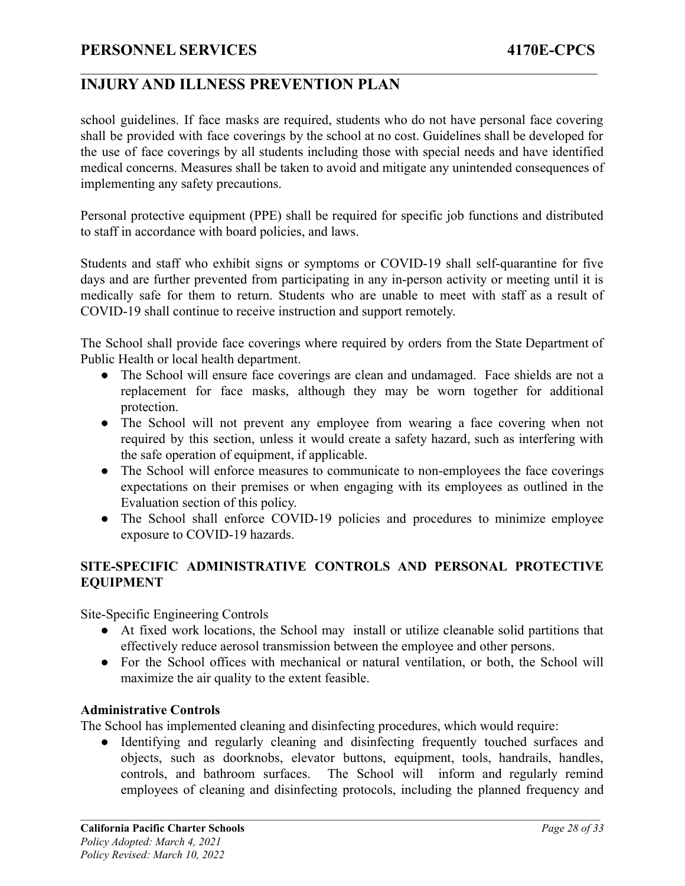school guidelines. If face masks are required, students who do not have personal face covering shall be provided with face coverings by the school at no cost. Guidelines shall be developed for the use of face coverings by all students including those with special needs and have identified medical concerns. Measures shall be taken to avoid and mitigate any unintended consequences of implementing any safety precautions.

Personal protective equipment (PPE) shall be required for specific job functions and distributed to staff in accordance with board policies, and laws.

Students and staff who exhibit signs or symptoms or COVID-19 shall self-quarantine for five days and are further prevented from participating in any in-person activity or meeting until it is medically safe for them to return. Students who are unable to meet with staff as a result of COVID-19 shall continue to receive instruction and support remotely.

The School shall provide face coverings where required by orders from the State Department of Public Health or local health department.

- The School will ensure face coverings are clean and undamaged. Face shields are not a replacement for face masks, although they may be worn together for additional protection.
- The School will not prevent any employee from wearing a face covering when not required by this section, unless it would create a safety hazard, such as interfering with the safe operation of equipment, if applicable.
- The School will enforce measures to communicate to non-employees the face coverings expectations on their premises or when engaging with its employees as outlined in the Evaluation section of this policy.
- The School shall enforce COVID-19 policies and procedures to minimize employee exposure to COVID-19 hazards.

## SITE-SPECIFIC ADMINISTRATIVE CONTROLS AND PERSONAL PROTECTIVE EQUIPMENT

Site-Specific Engineering Controls

- At fixed work locations, the School may install or utilize cleanable solid partitions that effectively reduce aerosol transmission between the employee and other persons.
- For the School offices with mechanical or natural ventilation, or both, the School will maximize the air quality to the extent feasible.

**Administrative Controls**

The School has implemented cleaning and disinfecting procedures, which would require:

- Identifying and regularly cleaning and disinfecting frequently touched surfaces and objects, such as doorknobs, elevator buttons, equipment, tools, handrails, handles, controls, and bathroom surfaces. The School will inform and regularly remind employees of cleaning and disinfecting protocols, including the planned frequency and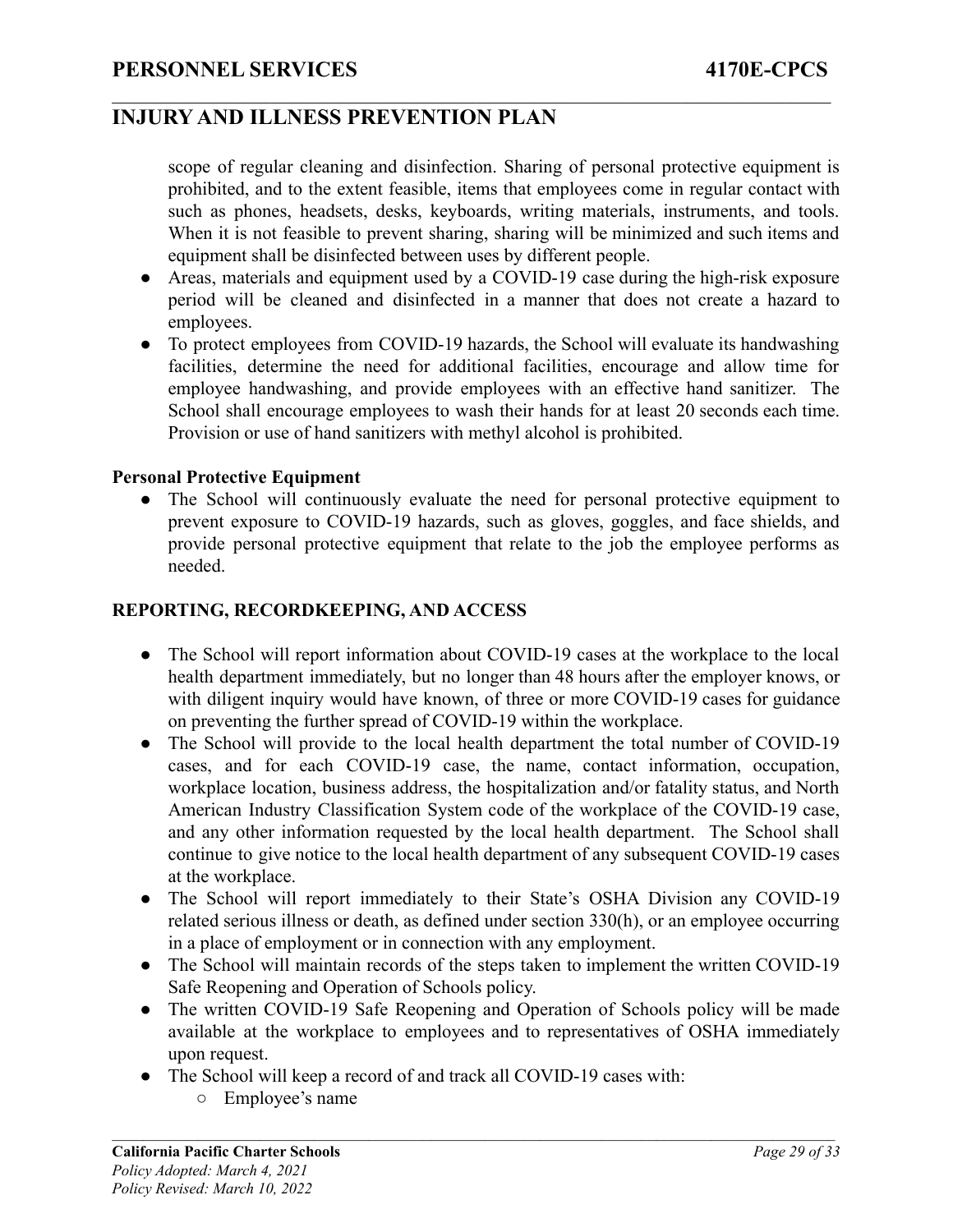scope of regular cleaning and disinfection. Sharing of personal protective equipment is prohibited, and to the extent feasible, items that employees come in regular contact with such as phones, headsets, desks, keyboards, writing materials, instruments, and tools. When it is not feasible to prevent sharing, sharing will be minimized and such items and equipment shall be disinfected between uses by different people.

- Areas, materials and equipment used by a COVID-19 case during the high-risk exposure period will be cleaned and disinfected in a manner that does not create a hazard to employees.
- To protect employees from COVID-19 hazards, the School will evaluate its handwashing facilities, determine the need for additional facilities, encourage and allow time for employee handwashing, and provide employees with an effective hand sanitizer. The School shall encourage employees to wash their hands for at least 20 seconds each time. Provision or use of hand sanitizers with methyl alcohol is prohibited.

**Personal Protective Equipment**

- The School will continuously evaluate the need for personal protective equipment to prevent exposure to COVID-19 hazards, such as gloves, goggles, and face shields, and provide personal protective equipment that relate to the job the employee performs as needed.

**REPORTING, RECORDKEEPING, AND ACCESS**

- The School will report information about COVID-19 cases at the workplace to the local health department immediately, but no longer than 48 hours after the employer knows, or with diligent inquiry would have known, of three or more COVID-19 cases for guidance on preventing the further spread of COVID-19 within the workplace.
- The School will provide to the local health department the total number of COVID-19 cases, and for each COVID-19 case, the name, contact information, occupation, workplace location, business address, the hospitalization and/or fatality status, and North American Industry Classification System code of the workplace of the COVID-19 case, and any other information requested by the local health department. The School shall continue to give notice to the local health department of any subsequent COVID-19 cases at the workplace.
- The School will report immediately to their State's OSHA Division any COVID-19 related serious illness or death, as defined under section 330(h), or an employee occurring in a place of employment or in connection with any employment.
- The School will maintain records of the steps taken to implement the written COVID-19 Safe Reopening and Operation of Schools policy.
- The written COVID-19 Safe Reopening and Operation of Schools policy will be made available at the workplace to employees and to representatives of OSHA immediately upon request.
- The School will keep a record of and track all COVID-19 cases with:
    - Employee's name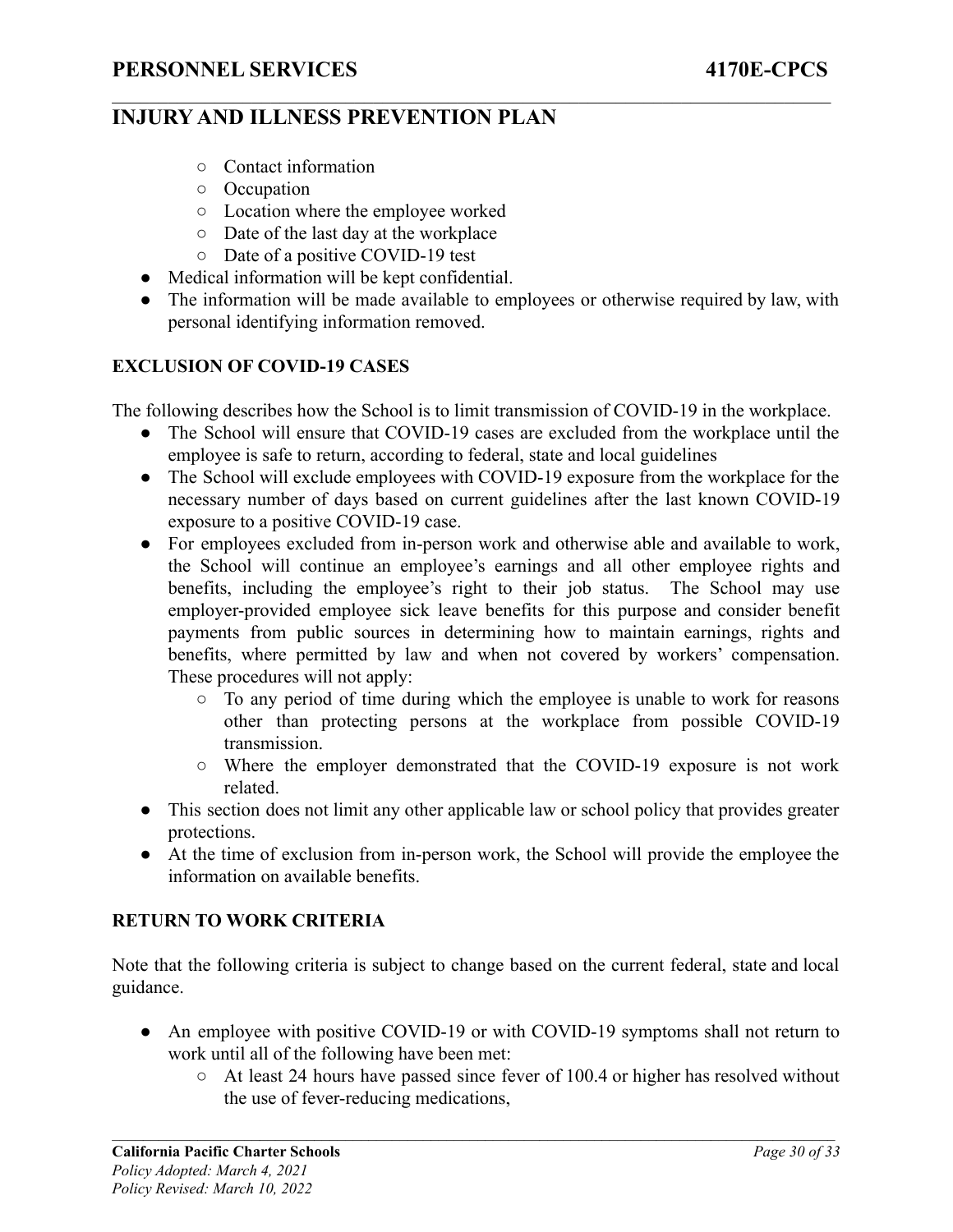- Contact information
    - Occupation
    - Location where the employee worked
    - Date of the last day at the workplace
    - Date of a positive COVID-19 test
- Medical information will be kept confidential.
- The information will be made available to employees or otherwise required by law, with personal identifying information removed.

**EXCLUSION OF COVID-19 CASES**

The following describes how the School is to limit transmission of COVID-19 in the workplace.

- The School will ensure that COVID-19 cases are excluded from the workplace until the employee is safe to return, according to federal, state and local guidelines
- The School will exclude employees with COVID-19 exposure from the workplace for the necessary number of days based on current guidelines after the last known COVID-19 exposure to a positive COVID-19 case.
- For employees excluded from in-person work and otherwise able and available to work, the School will continue an employee's earnings and all other employee rights and benefits, including the employee's right to their job status. The School may use employer-provided employee sick leave benefits for this purpose and consider benefit payments from public sources in determining how to maintain earnings, rights and benefits, where permitted by law and when not covered by workers' compensation. These procedures will not apply:
    - To any period of time during which the employee is unable to work for reasons other than protecting persons at the workplace from possible COVID-19 transmission.
    - Where the employer demonstrated that the COVID-19 exposure is not work related.
- This section does not limit any other applicable law or school policy that provides greater protections.
- At the time of exclusion from in-person work, the School will provide the employee the information on available benefits.

**RETURN TO WORK CRITERIA**

Note that the following criteria is subject to change based on the current federal, state and local guidance.

- An employee with positive COVID-19 or with COVID-19 symptoms shall not return to work until all of the following have been met:
    - At least 24 hours have passed since fever of 100.4 or higher has resolved without the use of fever-reducing medications,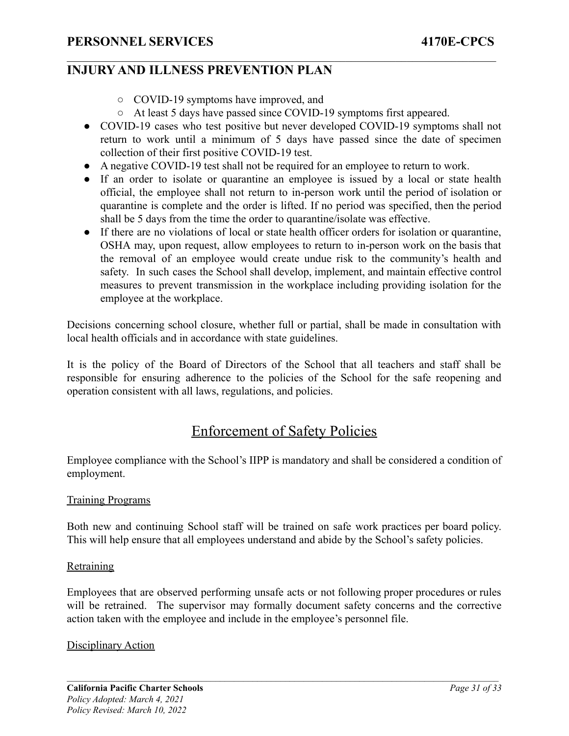- COVID-19 symptoms have improved, and
  - At least 5 days have passed since COVID-19 symptoms first appeared.
- COVID-19 cases who test positive but never developed COVID-19 symptoms shall not return to work until a minimum of 5 days have passed since the date of specimen collection of their first positive COVID-19 test.
- A negative COVID-19 test shall not be required for an employee to return to work.
- If an order to isolate or quarantine an employee is issued by a local or state health official, the employee shall not return to in-person work until the period of isolation or quarantine is complete and the order is lifted. If no period was specified, then the period shall be 5 days from the time the order to quarantine/isolate was effective.
- If there are no violations of local or state health officer orders for isolation or quarantine, OSHA may, upon request, allow employees to return to in-person work on the basis that the removal of an employee would create undue risk to the community's health and safety. In such cases the School shall develop, implement, and maintain effective control measures to prevent transmission in the workplace including providing isolation for the employee at the workplace.

Decisions concerning school closure, whether full or partial, shall be made in consultation with local health officials and in accordance with state guidelines.

It is the policy of the Board of Directors of the School that all teachers and staff shall be responsible for ensuring adherence to the policies of the School for the safe reopening and operation consistent with all laws, regulations, and policies.

## Enforcement of Safety Policies

Employee compliance with the School's IIPP is mandatory and shall be considered a condition of employment.

### Training Programs

Both new and continuing School staff will be trained on safe work practices per board policy. This will help ensure that all employees understand and abide by the School's safety policies.

### Retraining

Employees that are observed performing unsafe acts or not following proper procedures or rules will be retrained. The supervisor may formally document safety concerns and the corrective action taken with the employee and include in the employee's personnel file.

### Disciplinary Action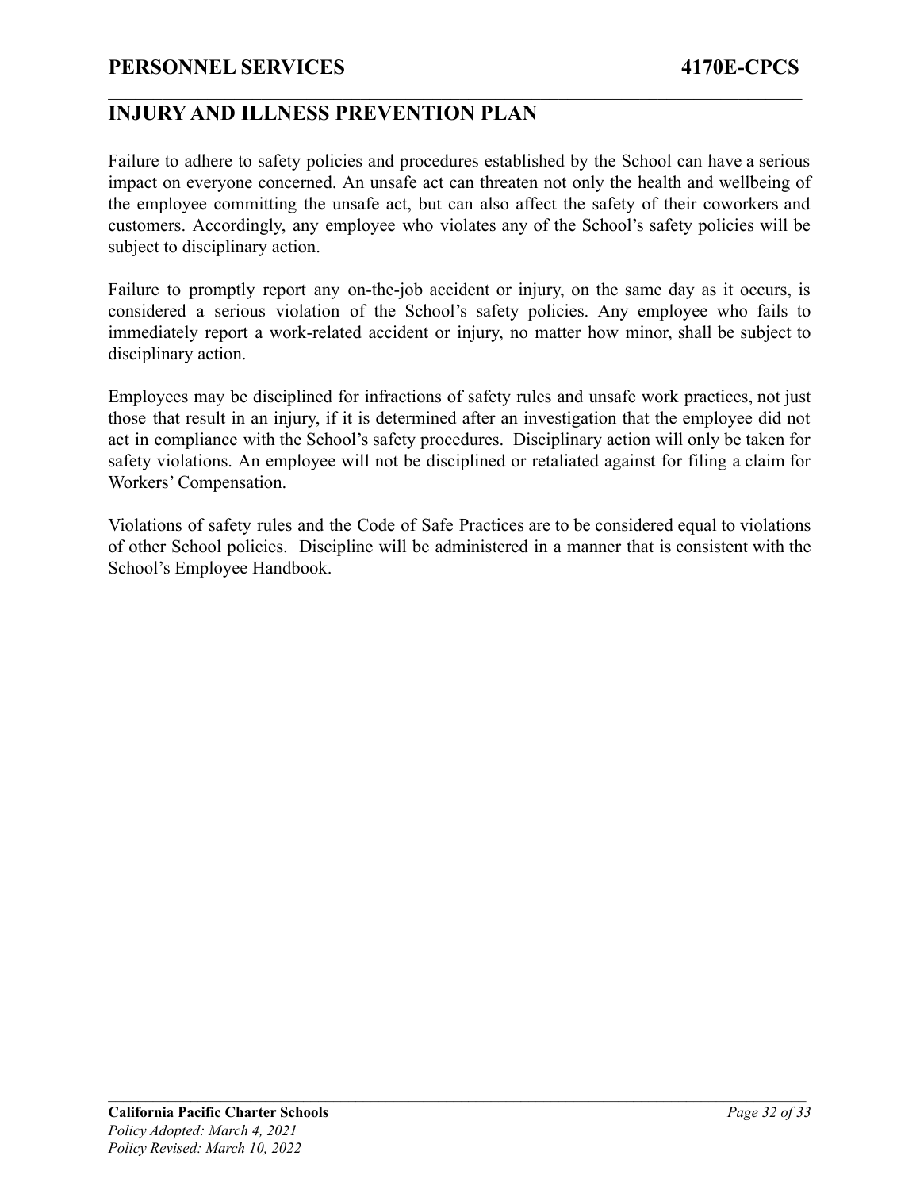## INJURY AND ILLNESS PREVENTION PLAN

Failure to adhere to safety policies and procedures established by the School can have a serious impact on everyone concerned. An unsafe act can threaten not only the health and wellbeing of the employee committing the unsafe act, but can also affect the safety of their coworkers and customers. Accordingly, any employee who violates any of the School's safety policies will be subject to disciplinary action.

Failure to promptly report any on-the-job accident or injury, on the same day as it occurs, is considered a serious violation of the School's safety policies. Any employee who fails to immediately report a work-related accident or injury, no matter how minor, shall be subject to disciplinary action.

Employees may be disciplined for infractions of safety rules and unsafe work practices, not just those that result in an injury, if it is determined after an investigation that the employee did not act in compliance with the School's safety procedures. Disciplinary action will only be taken for safety violations. An employee will not be disciplined or retaliated against for filing a claim for Workers' Compensation.

Violations of safety rules and the Code of Safe Practices are to be considered equal to violations of other School policies. Discipline will be administered in a manner that is consistent with the School's Employee Handbook.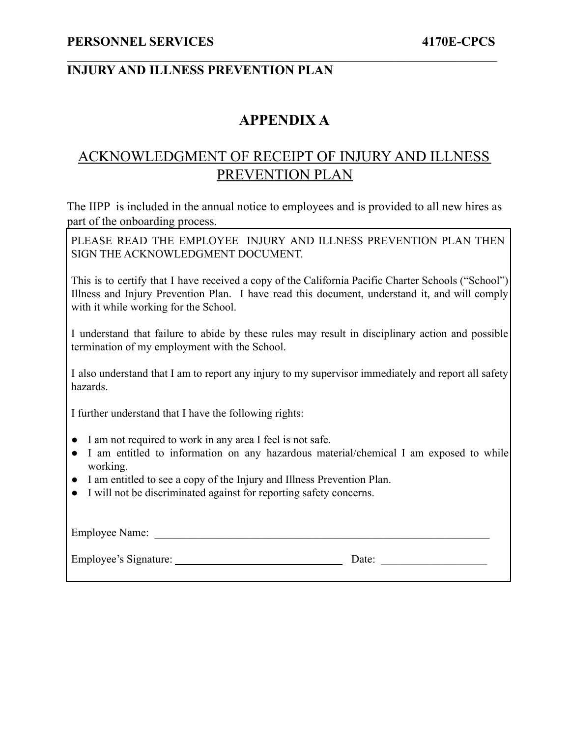# APPENDIX A

## ACKNOWLEDGMENT OF RECEIPT OF INJURY AND ILLNESS PREVENTION PLAN

The IIPP is included in the annual notice to employees and is provided to all new hires as part of the onboarding process.

PLEASE READ THE EMPLOYEE INJURY AND ILLNESS PREVENTION PLAN THEN SIGN THE ACKNOWLEDGMENT DOCUMENT.

This is to certify that I have received a copy of the California Pacific Charter Schools ("School") Illness and Injury Prevention Plan. I have read this document, understand it, and will comply with it while working for the School.

I understand that failure to abide by these rules may result in disciplinary action and possible termination of my employment with the School.

I also understand that I am to report any injury to my supervisor immediately and report all safety hazards.

I further understand that I have the following rights:

- I am not required to work in any area I feel is not safe.
- I am entitled to information on any hazardous material/chemical I am exposed to while working.
- I am entitled to see a copy of the Injury and Illness Prevention Plan.
- I will not be discriminated against for reporting safety concerns.

Employee Name: ____________________________________________

Employee's Signature: ______________________________ Date: __________________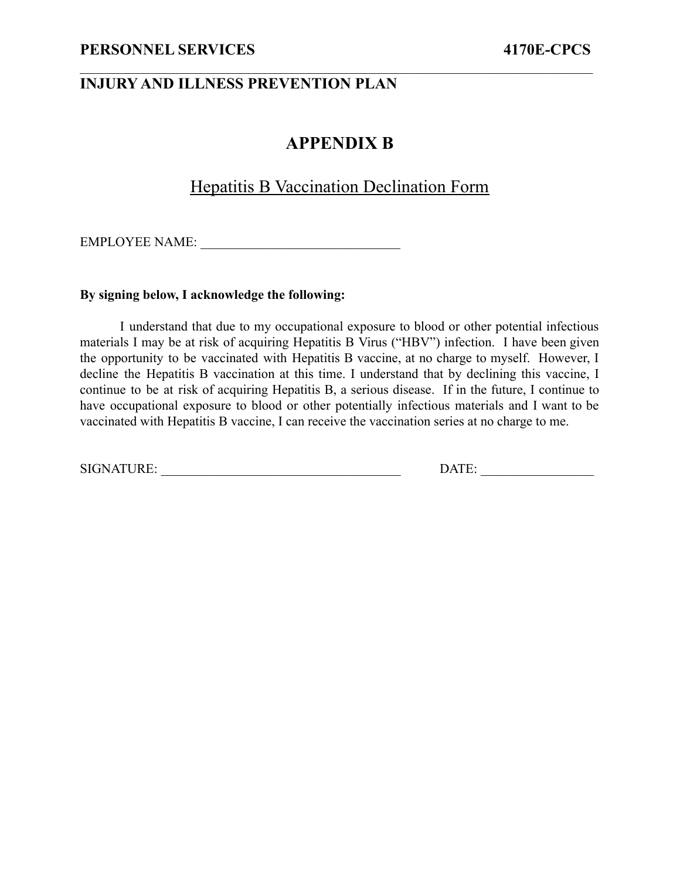## APPENDIX B

### Hepatitis B Vaccination Declination Form

EMPLOYEE NAME: ______________________________

**By signing below, I acknowledge the following:**

I understand that due to my occupational exposure to blood or other potential infectious materials I may be at risk of acquiring Hepatitis B Virus ("HBV") infection. I have been given the opportunity to be vaccinated with Hepatitis B vaccine, at no charge to myself. However, I decline the Hepatitis B vaccination at this time. I understand that by declining this vaccine, I continue to be at risk of acquiring Hepatitis B, a serious disease. If in the future, I continue to have occupational exposure to blood or other potentially infectious materials and I want to be vaccinated with Hepatitis B vaccine, I can receive the vaccination series at no charge to me.

SIGNATURE: ____________________________________ DATE: _________________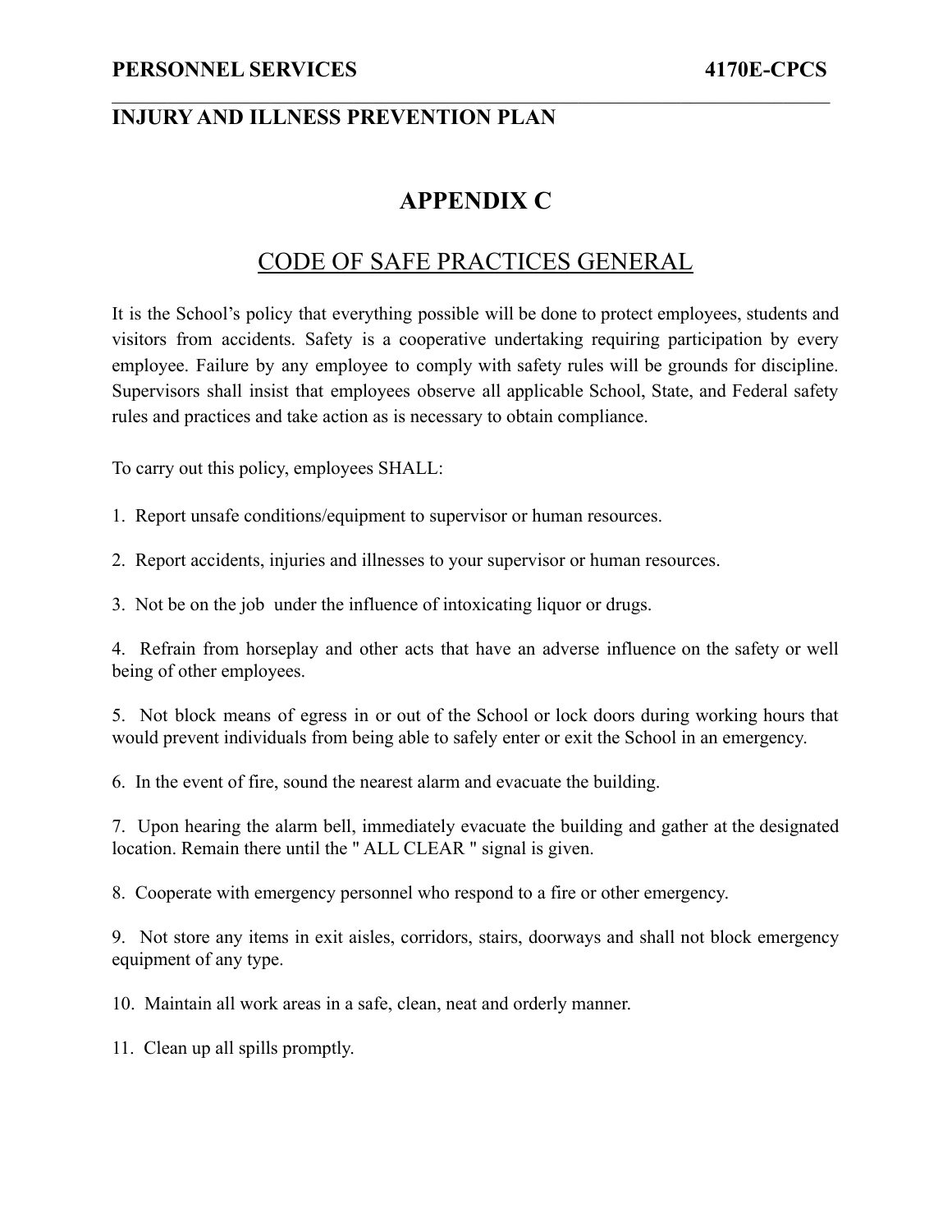# APPENDIX C

## CODE OF SAFE PRACTICES GENERAL

It is the School's policy that everything possible will be done to protect employees, students and visitors from accidents. Safety is a cooperative undertaking requiring participation by every employee. Failure by any employee to comply with safety rules will be grounds for discipline. Supervisors shall insist that employees observe all applicable School, State, and Federal safety rules and practices and take action as is necessary to obtain compliance.

To carry out this policy, employees SHALL:

1. Report unsafe conditions/equipment to supervisor or human resources.

2. Report accidents, injuries and illnesses to your supervisor or human resources.

3. Not be on the job under the influence of intoxicating liquor or drugs.

4. Refrain from horseplay and other acts that have an adverse influence on the safety or well being of other employees.

5. Not block means of egress in or out of the School or lock doors during working hours that would prevent individuals from being able to safely enter or exit the School in an emergency.

6. In the event of fire, sound the nearest alarm and evacuate the building.

7. Upon hearing the alarm bell, immediately evacuate the building and gather at the designated location. Remain there until the " ALL CLEAR " signal is given.

8. Cooperate with emergency personnel who respond to a fire or other emergency.

9. Not store any items in exit aisles, corridors, stairs, doorways and shall not block emergency equipment of any type.

10. Maintain all work areas in a safe, clean, neat and orderly manner.

11. Clean up all spills promptly.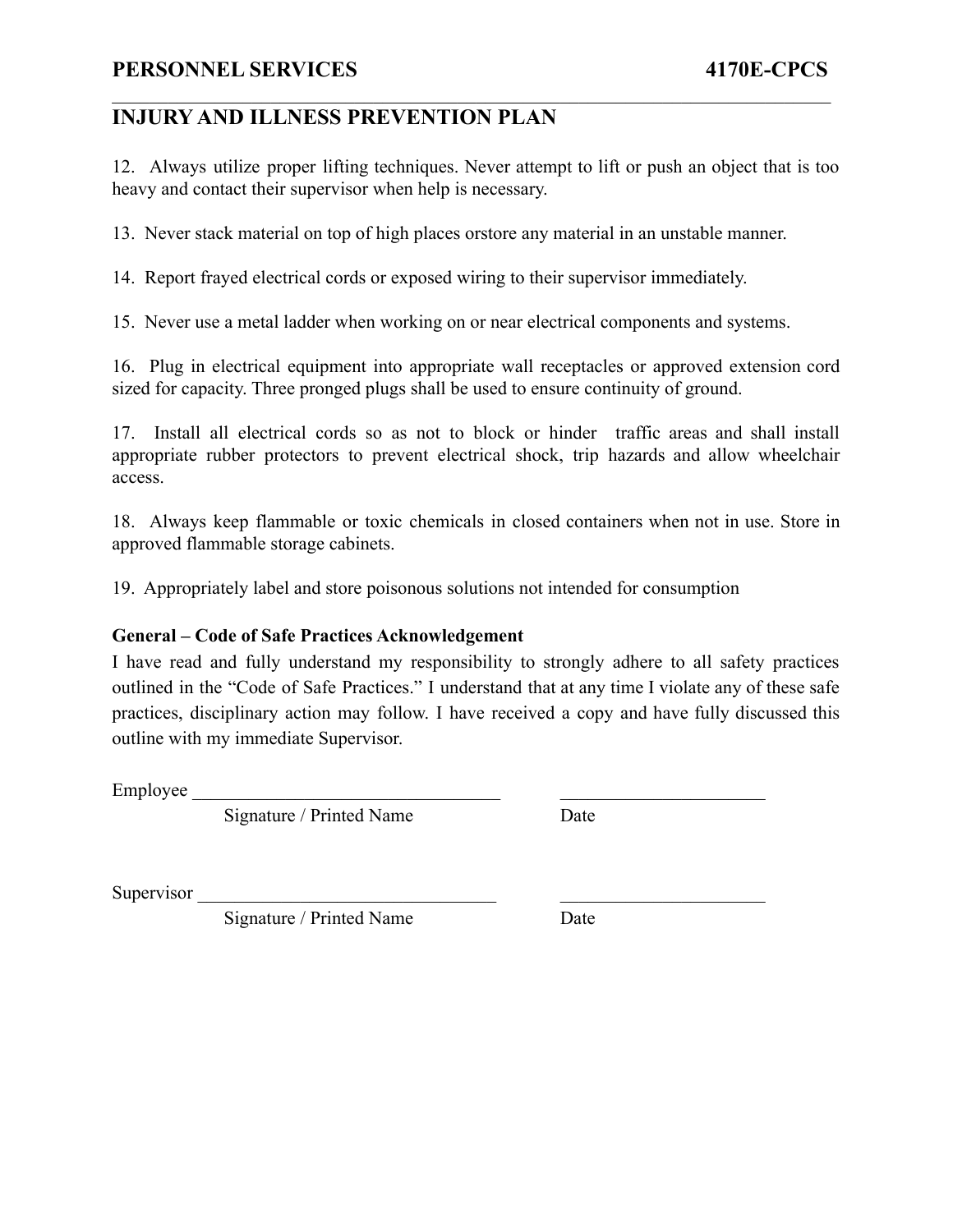12. Always utilize proper lifting techniques. Never attempt to lift or push an object that is too heavy and contact their supervisor when help is necessary.

13. Never stack material on top of high places orstore any material in an unstable manner.

14. Report frayed electrical cords or exposed wiring to their supervisor immediately.

15. Never use a metal ladder when working on or near electrical components and systems.

16. Plug in electrical equipment into appropriate wall receptacles or approved extension cord sized for capacity. Three pronged plugs shall be used to ensure continuity of ground.

17. Install all electrical cords so as not to block or hinder traffic areas and shall install appropriate rubber protectors to prevent electrical shock, trip hazards and allow wheelchair access.

18. Always keep flammable or toxic chemicals in closed containers when not in use. Store in approved flammable storage cabinets.

19. Appropriately label and store poisonous solutions not intended for consumption

**General – Code of Safe Practices Acknowledgement**

I have read and fully understand my responsibility to strongly adhere to all safety practices outlined in the "Code of Safe Practices." I understand that at any time I violate any of these safe practices, disciplinary action may follow. I have received a copy and have fully discussed this outline with my immediate Supervisor.

Employee _________________________________ ______________________

Signature / Printed Name Date

Supervisor ________________________________ ______________________

Signature / Printed Name Date